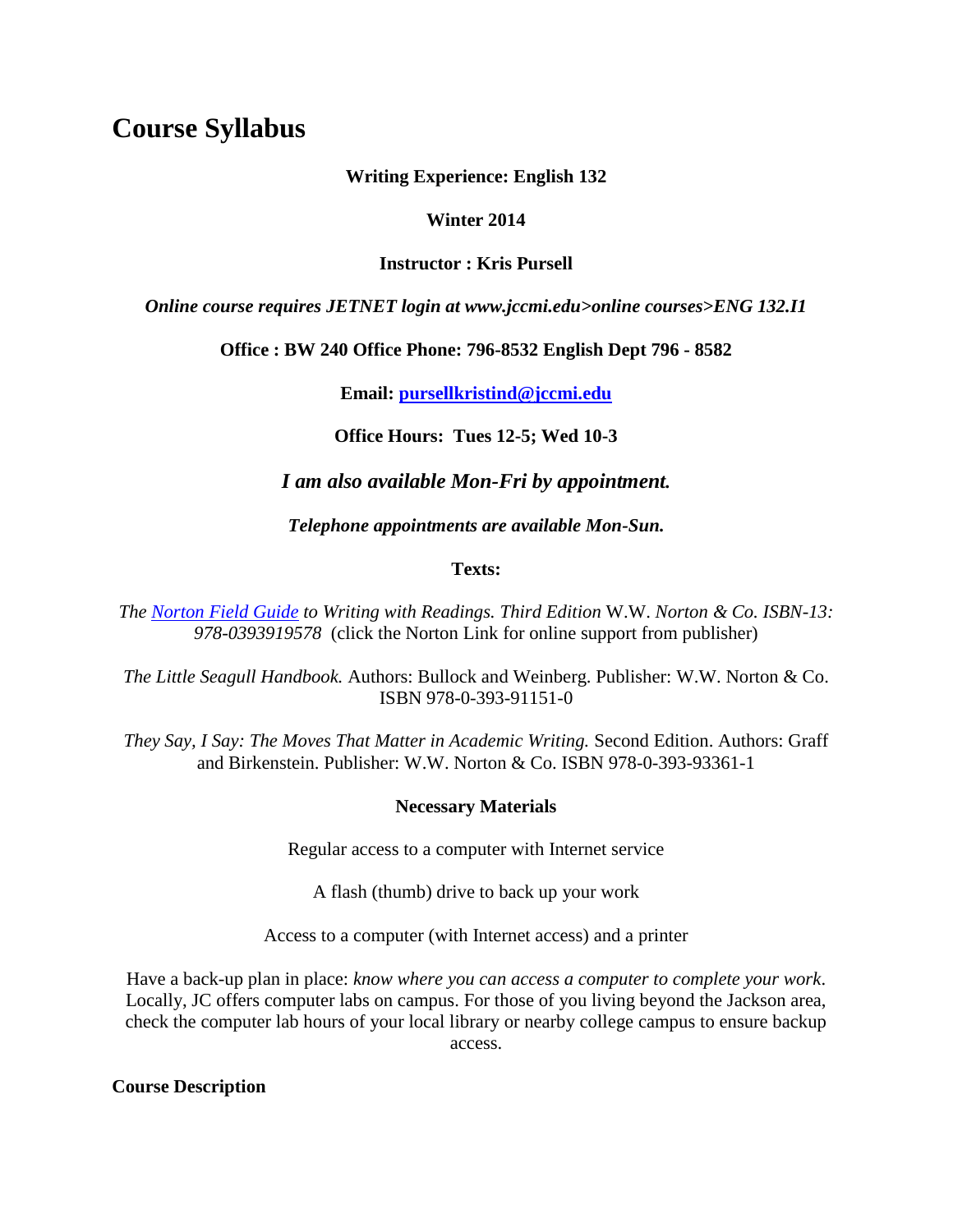# Course Syllabus

**Writing Experience: English 132**

**Winter 2014**

**Instructor : Kris Pursell**

***Online course requires JETNET login at www.jccmi.edu>online courses>ENG 132.I1***

**Office : BW 240 Office Phone: 796-8532 English Dept 796 - 8582**

**Email: [pursellkristind@jccmi.edu](mailto:pursellkristind@jccmi.edu)**

**Office Hours: Tues 12-5; Wed 10-3**

***I am also available Mon-Fri by appointment.***

***Telephone appointments are available Mon-Sun.***

**Texts:**

*The [Norton Field Guide](#) to Writing with Readings. Third Edition* W.W. *Norton & Co. ISBN-13: 978-0393919578* (click the Norton Link for online support from publisher)

*The Little Seagull Handbook.* Authors: Bullock and Weinberg. Publisher: W.W. Norton & Co. ISBN 978-0-393-91151-0

*They Say, I Say: The Moves That Matter in Academic Writing.* Second Edition. Authors: Graff and Birkenstein. Publisher: W.W. Norton & Co. ISBN 978-0-393-93361-1

**Necessary Materials**

Regular access to a computer with Internet service

A flash (thumb) drive to back up your work

Access to a computer (with Internet access) and a printer

Have a back-up plan in place: *know where you can access a computer to complete your work*. Locally, JC offers computer labs on campus. For those of you living beyond the Jackson area, check the computer lab hours of your local library or nearby college campus to ensure backup access.

**Course Description**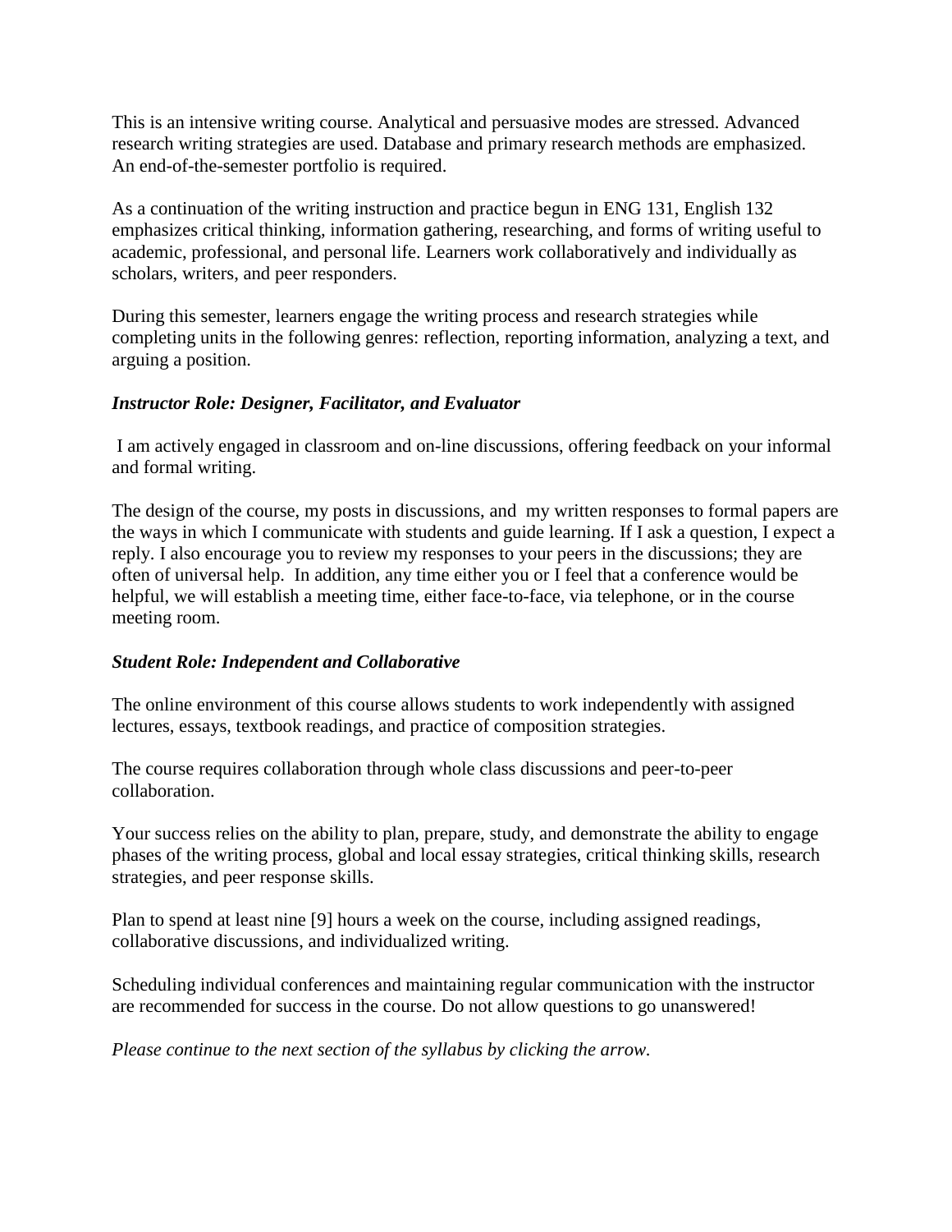This is an intensive writing course. Analytical and persuasive modes are stressed. Advanced research writing strategies are used. Database and primary research methods are emphasized. An end-of-the-semester portfolio is required.

As a continuation of the writing instruction and practice begun in ENG 131, English 132 emphasizes critical thinking, information gathering, researching, and forms of writing useful to academic, professional, and personal life. Learners work collaboratively and individually as scholars, writers, and peer responders.

During this semester, learners engage the writing process and research strategies while completing units in the following genres: reflection, reporting information, analyzing a text, and arguing a position.

***Instructor Role: Designer, Facilitator, and Evaluator***

I am actively engaged in classroom and on-line discussions, offering feedback on your informal and formal writing.

The design of the course, my posts in discussions, and my written responses to formal papers are the ways in which I communicate with students and guide learning. If I ask a question, I expect a reply. I also encourage you to review my responses to your peers in the discussions; they are often of universal help. In addition, any time either you or I feel that a conference would be helpful, we will establish a meeting time, either face-to-face, via telephone, or in the course meeting room.

***Student Role: Independent and Collaborative***

The online environment of this course allows students to work independently with assigned lectures, essays, textbook readings, and practice of composition strategies.

The course requires collaboration through whole class discussions and peer-to-peer collaboration.

Your success relies on the ability to plan, prepare, study, and demonstrate the ability to engage phases of the writing process, global and local essay strategies, critical thinking skills, research strategies, and peer response skills.

Plan to spend at least nine [9] hours a week on the course, including assigned readings, collaborative discussions, and individualized writing.

Scheduling individual conferences and maintaining regular communication with the instructor are recommended for success in the course. Do not allow questions to go unanswered!

*Please continue to the next section of the syllabus by clicking the arrow.*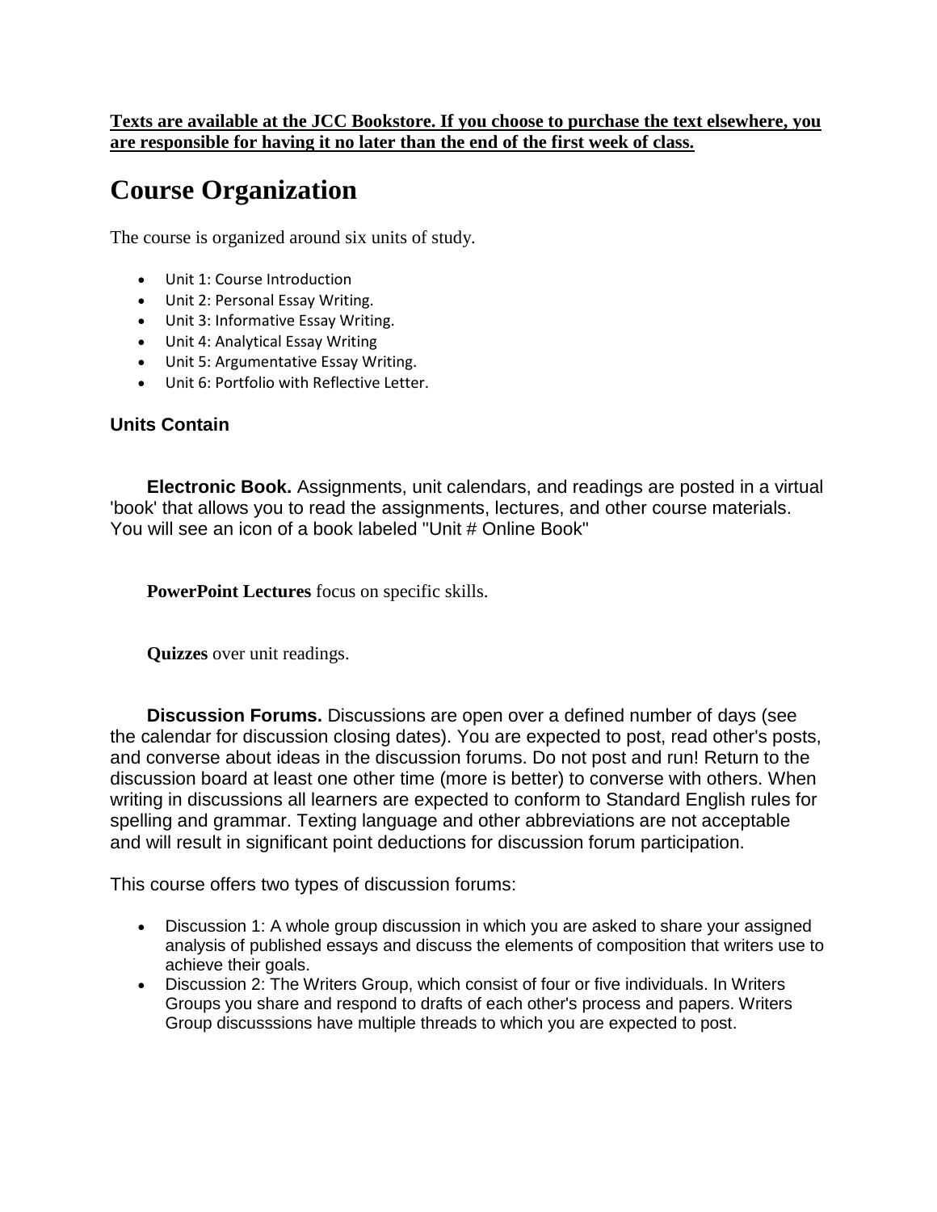**<u>Texts are available at the JCC Bookstore. If you choose to purchase the text elsewhere, you are responsible for having it no later than the end of the first week of class.</u>**

# Course Organization

The course is organized around six units of study.

- Unit 1: Course Introduction
- Unit 2: Personal Essay Writing.
- Unit 3: Informative Essay Writing.
- Unit 4: Analytical Essay Writing
- Unit 5: Argumentative Essay Writing.
- Unit 6: Portfolio with Reflective Letter.

### Units Contain

**Electronic Book.** Assignments, unit calendars, and readings are posted in a virtual 'book' that allows you to read the assignments, lectures, and other course materials. You will see an icon of a book labeled "Unit # Online Book"

**PowerPoint Lectures** focus on specific skills.

**Quizzes** over unit readings.

**Discussion Forums.** Discussions are open over a defined number of days (see the calendar for discussion closing dates). You are expected to post, read other's posts, and converse about ideas in the discussion forums. Do not post and run! Return to the discussion board at least one other time (more is better) to converse with others. When writing in discussions all learners are expected to conform to Standard English rules for spelling and grammar. Texting language and other abbreviations are not acceptable and will result in significant point deductions for discussion forum participation.

This course offers two types of discussion forums:

- Discussion 1: A whole group discussion in which you are asked to share your assigned analysis of published essays and discuss the elements of composition that writers use to achieve their goals.
- Discussion 2: The Writers Group, which consist of four or five individuals. In Writers Groups you share and respond to drafts of each other's process and papers. Writers Group discusssions have multiple threads to which you are expected to post.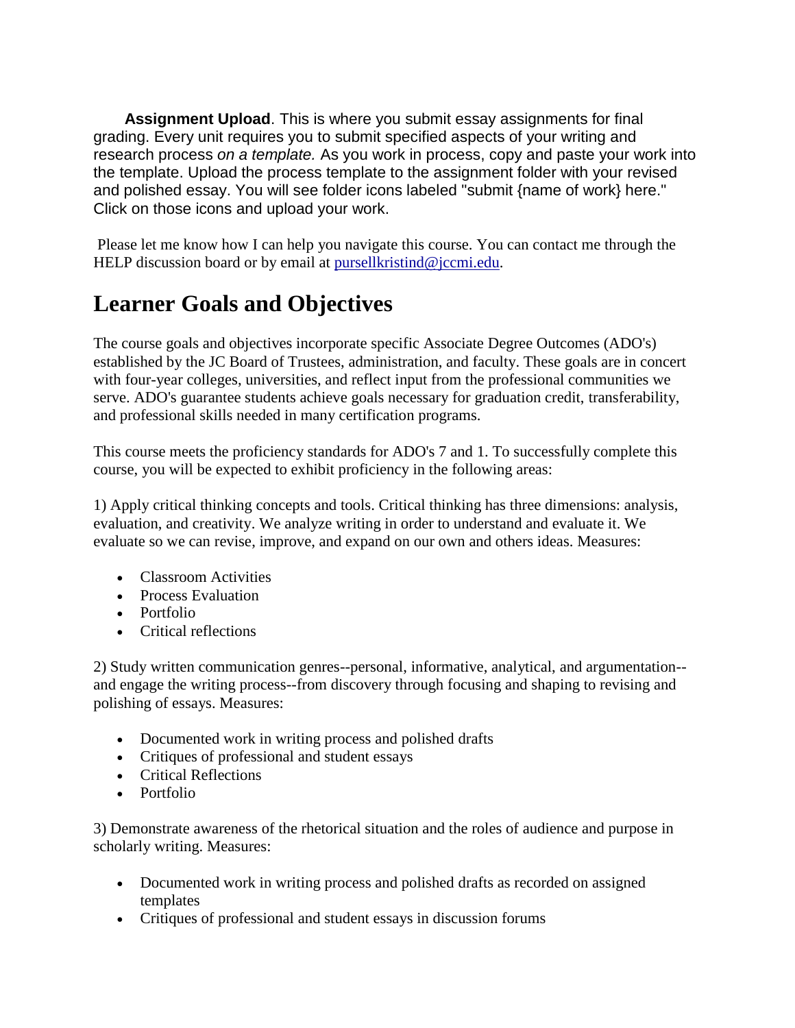**Assignment Upload**. This is where you submit essay assignments for final grading. Every unit requires you to submit specified aspects of your writing and research process *on a template.* As you work in process, copy and paste your work into the template. Upload the process template to the assignment folder with your revised and polished essay. You will see folder icons labeled "submit {name of work} here." Click on those icons and upload your work.

Please let me know how I can help you navigate this course. You can contact me through the HELP discussion board or by email at pursellkristind@jccmi.edu.

## Learner Goals and Objectives

The course goals and objectives incorporate specific Associate Degree Outcomes (ADO's) established by the JC Board of Trustees, administration, and faculty. These goals are in concert with four-year colleges, universities, and reflect input from the professional communities we serve. ADO's guarantee students achieve goals necessary for graduation credit, transferability, and professional skills needed in many certification programs.

This course meets the proficiency standards for ADO's 7 and 1. To successfully complete this course, you will be expected to exhibit proficiency in the following areas:

1) Apply critical thinking concepts and tools. Critical thinking has three dimensions: analysis, evaluation, and creativity. We analyze writing in order to understand and evaluate it. We evaluate so we can revise, improve, and expand on our own and others ideas. Measures:

- Classroom Activities
- Process Evaluation
- Portfolio
- Critical reflections

2) Study written communication genres--personal, informative, analytical, and argumentation--and engage the writing process--from discovery through focusing and shaping to revising and polishing of essays. Measures:

- Documented work in writing process and polished drafts
- Critiques of professional and student essays
- Critical Reflections
- Portfolio

3) Demonstrate awareness of the rhetorical situation and the roles of audience and purpose in scholarly writing. Measures:

- Documented work in writing process and polished drafts as recorded on assigned templates
- Critiques of professional and student essays in discussion forums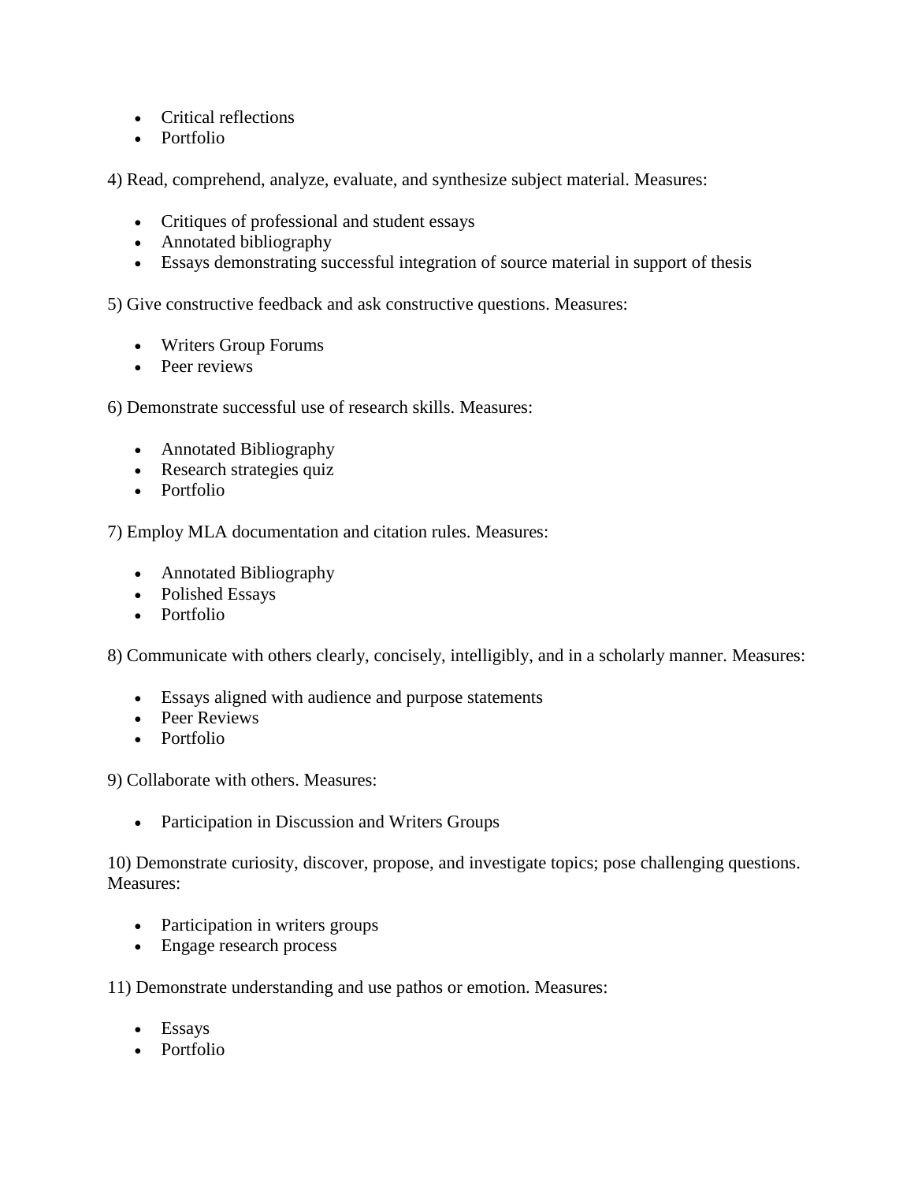- Critical reflections
- Portfolio

4) Read, comprehend, analyze, evaluate, and synthesize subject material. Measures:

- Critiques of professional and student essays
- Annotated bibliography
- Essays demonstrating successful integration of source material in support of thesis

5) Give constructive feedback and ask constructive questions. Measures:

- Writers Group Forums
- Peer reviews

6) Demonstrate successful use of research skills. Measures:

- Annotated Bibliography
- Research strategies quiz
- Portfolio

7) Employ MLA documentation and citation rules. Measures:

- Annotated Bibliography
- Polished Essays
- Portfolio

8) Communicate with others clearly, concisely, intelligibly, and in a scholarly manner. Measures:

- Essays aligned with audience and purpose statements
- Peer Reviews
- Portfolio

9) Collaborate with others. Measures:

- Participation in Discussion and Writers Groups

10) Demonstrate curiosity, discover, propose, and investigate topics; pose challenging questions. Measures:

- Participation in writers groups
- Engage research process

11) Demonstrate understanding and use pathos or emotion. Measures:

- Essays
- Portfolio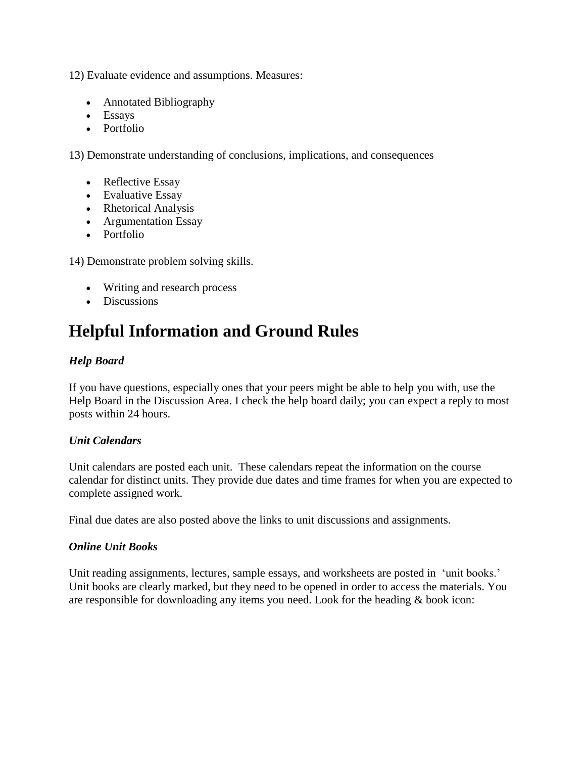12) Evaluate evidence and assumptions. Measures:

- Annotated Bibliography
- Essays
- Portfolio

13) Demonstrate understanding of conclusions, implications, and consequences

- Reflective Essay
- Evaluative Essay
- Rhetorical Analysis
- Argumentation Essay
- Portfolio

14) Demonstrate problem solving skills.

- Writing and research process
- Discussions

# Helpful Information and Ground Rules

***Help Board***

If you have questions, especially ones that your peers might be able to help you with, use the Help Board in the Discussion Area. I check the help board daily; you can expect a reply to most posts within 24 hours.

***Unit Calendars***

Unit calendars are posted each unit. These calendars repeat the information on the course calendar for distinct units. They provide due dates and time frames for when you are expected to complete assigned work.

Final due dates are also posted above the links to unit discussions and assignments.

***Online Unit Books***

Unit reading assignments, lectures, sample essays, and worksheets are posted in 'unit books.' Unit books are clearly marked, but they need to be opened in order to access the materials. You are responsible for downloading any items you need. Look for the heading & book icon: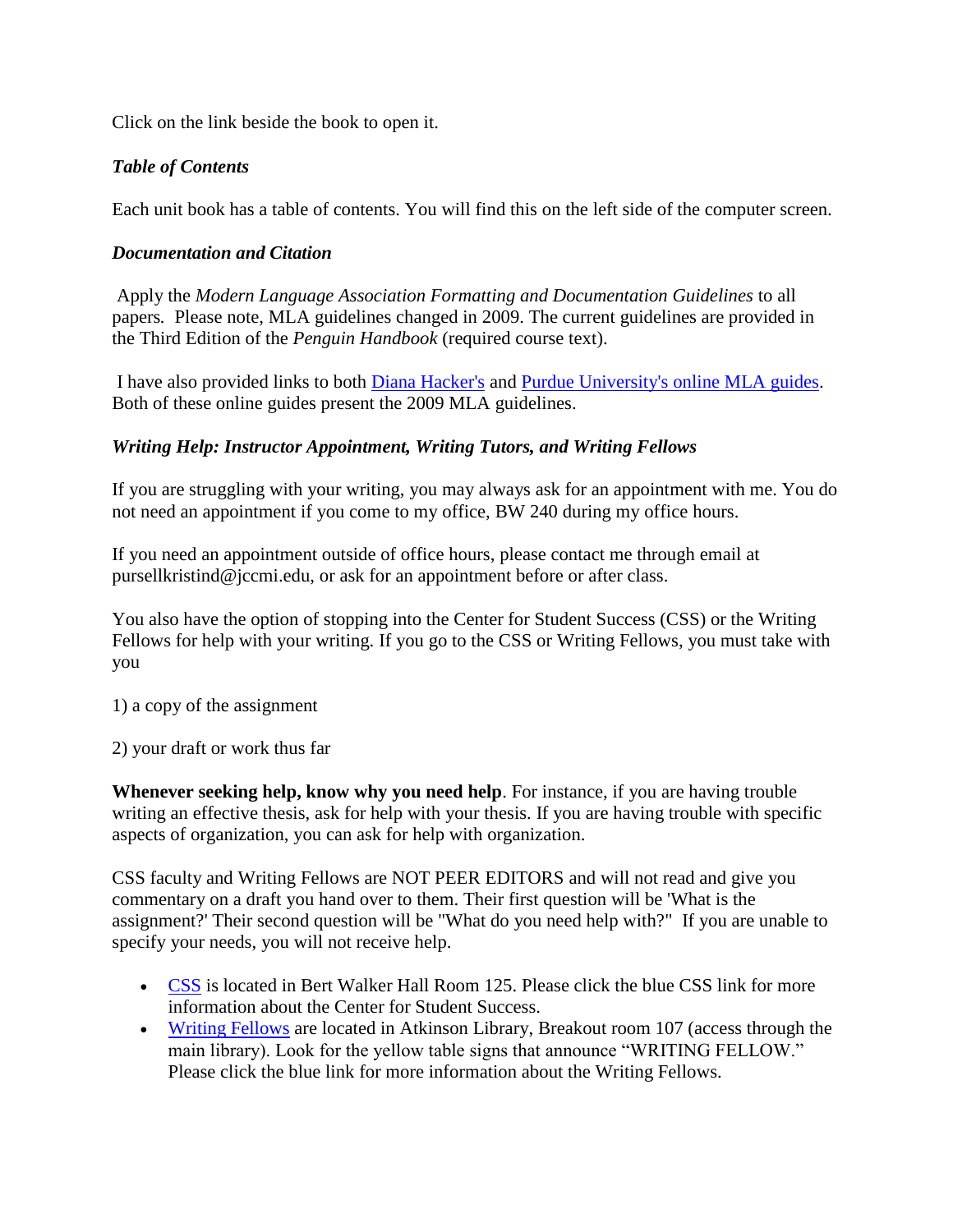Click on the link beside the book to open it.

***Table of Contents***

Each unit book has a table of contents. You will find this on the left side of the computer screen.

***Documentation and Citation***

Apply the *Modern Language Association Formatting and Documentation Guidelines* to all papers. Please note, MLA guidelines changed in 2009. The current guidelines are provided in the Third Edition of the *Penguin Handbook* (required course text).

I have also provided links to both Diana Hacker's and Purdue University's online MLA guides. Both of these online guides present the 2009 MLA guidelines.

***Writing Help: Instructor Appointment, Writing Tutors, and Writing Fellows***

If you are struggling with your writing, you may always ask for an appointment with me. You do not need an appointment if you come to my office, BW 240 during my office hours.

If you need an appointment outside of office hours, please contact me through email at pursellkristind@jccmi.edu, or ask for an appointment before or after class.

You also have the option of stopping into the Center for Student Success (CSS) or the Writing Fellows for help with your writing. If you go to the CSS or Writing Fellows, you must take with you

1) a copy of the assignment

2) your draft or work thus far

**Whenever seeking help, know why you need help**. For instance, if you are having trouble writing an effective thesis, ask for help with your thesis. If you are having trouble with specific aspects of organization, you can ask for help with organization.

CSS faculty and Writing Fellows are NOT PEER EDITORS and will not read and give you commentary on a draft you hand over to them. Their first question will be 'What is the assignment?' Their second question will be "What do you need help with?" If you are unable to specify your needs, you will not receive help.

- CSS is located in Bert Walker Hall Room 125. Please click the blue CSS link for more information about the Center for Student Success.
- Writing Fellows are located in Atkinson Library, Breakout room 107 (access through the main library). Look for the yellow table signs that announce "WRITING FELLOW." Please click the blue link for more information about the Writing Fellows.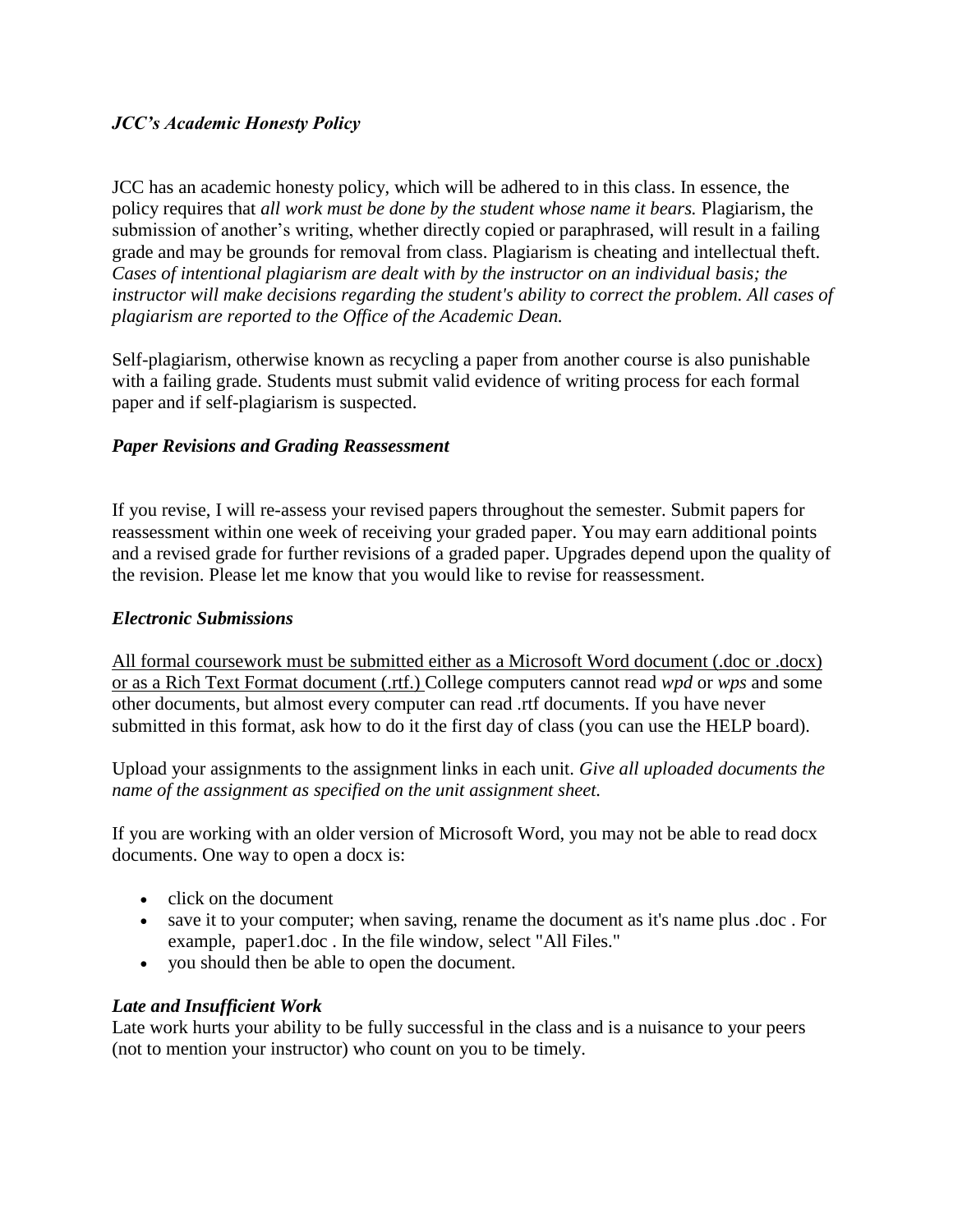### *JCC's Academic Honesty Policy*

JCC has an academic honesty policy, which will be adhered to in this class. In essence, the policy requires that *all work must be done by the student whose name it bears.* Plagiarism, the submission of another's writing, whether directly copied or paraphrased, will result in a failing grade and may be grounds for removal from class. Plagiarism is cheating and intellectual theft. *Cases of intentional plagiarism are dealt with by the instructor on an individual basis; the instructor will make decisions regarding the student's ability to correct the problem. All cases of plagiarism are reported to the Office of the Academic Dean.*

Self-plagiarism, otherwise known as recycling a paper from another course is also punishable with a failing grade. Students must submit valid evidence of writing process for each formal paper and if self-plagiarism is suspected.

### *Paper Revisions and Grading Reassessment*

If you revise, I will re-assess your revised papers throughout the semester. Submit papers for reassessment within one week of receiving your graded paper. You may earn additional points and a revised grade for further revisions of a graded paper. Upgrades depend upon the quality of the revision. Please let me know that you would like to revise for reassessment.

### *Electronic Submissions*

<u>All formal coursework must be submitted either as a Microsoft Word document (.doc or .docx) or as a Rich Text Format document (.rtf.)</u> College computers cannot read *wpd* or *wps* and some other documents, but almost every computer can read .rtf documents. If you have never submitted in this format, ask how to do it the first day of class (you can use the HELP board).

Upload your assignments to the assignment links in each unit. *Give all uploaded documents the name of the assignment as specified on the unit assignment sheet.*

If you are working with an older version of Microsoft Word, you may not be able to read docx documents. One way to open a docx is:

- click on the document
- save it to your computer; when saving, rename the document as it's name plus .doc . For example, paper1.doc . In the file window, select "All Files."
- you should then be able to open the document.

### *Late and Insufficient Work*

Late work hurts your ability to be fully successful in the class and is a nuisance to your peers (not to mention your instructor) who count on you to be timely.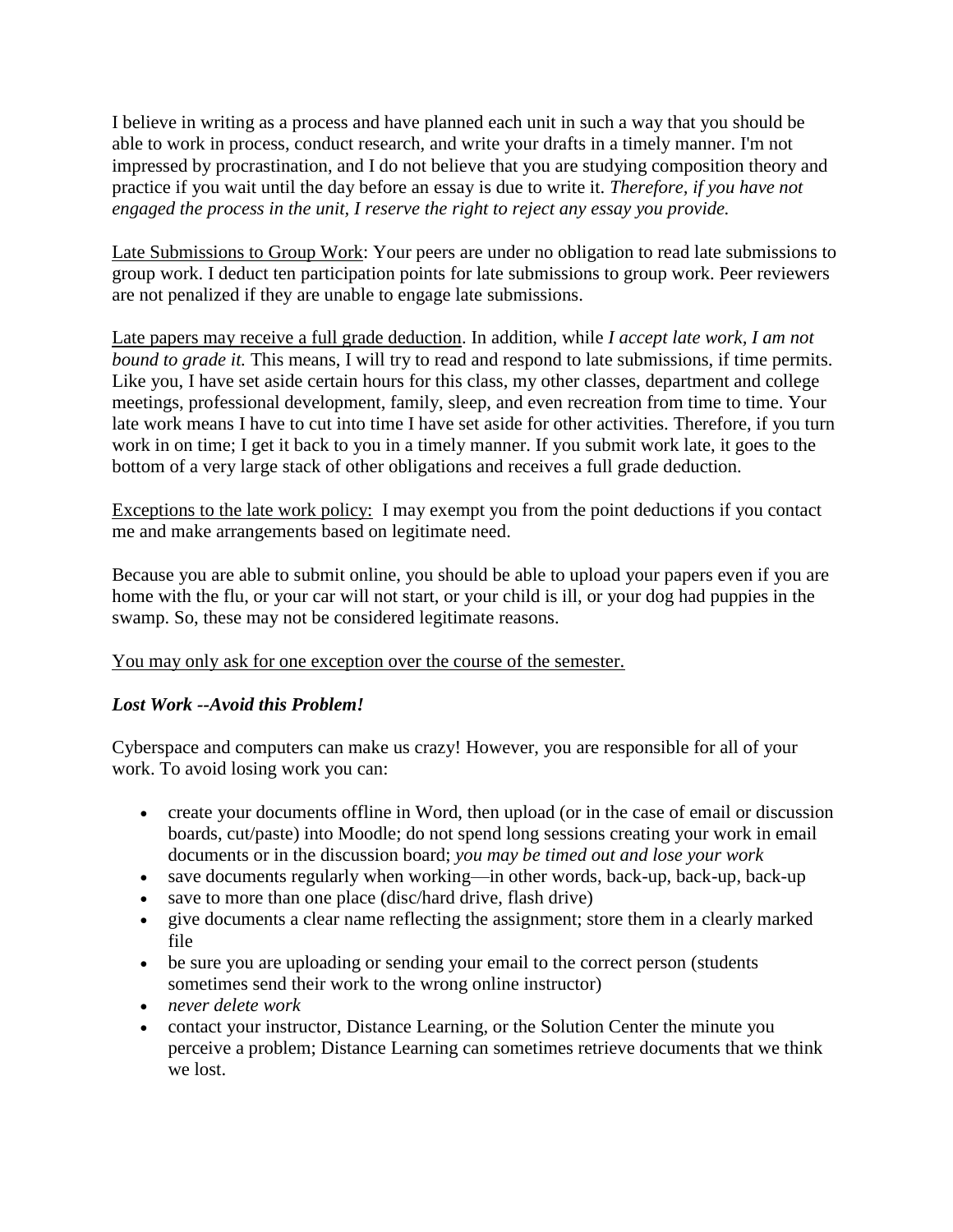I believe in writing as a process and have planned each unit in such a way that you should be able to work in process, conduct research, and write your drafts in a timely manner. I'm not impressed by procrastination, and I do not believe that you are studying composition theory and practice if you wait until the day before an essay is due to write it. *Therefore, if you have not engaged the process in the unit, I reserve the right to reject any essay you provide.*

<u>Late Submissions to Group Work</u>: Your peers are under no obligation to read late submissions to group work. I deduct ten participation points for late submissions to group work. Peer reviewers are not penalized if they are unable to engage late submissions.

<u>Late papers may receive a full grade deduction</u>. In addition, while *I accept late work, I am not bound to grade it.* This means, I will try to read and respond to late submissions, if time permits. Like you, I have set aside certain hours for this class, my other classes, department and college meetings, professional development, family, sleep, and even recreation from time to time. Your late work means I have to cut into time I have set aside for other activities. Therefore, if you turn work in on time; I get it back to you in a timely manner. If you submit work late, it goes to the bottom of a very large stack of other obligations and receives a full grade deduction.

<u>Exceptions to the late work policy:</u> I may exempt you from the point deductions if you contact me and make arrangements based on legitimate need.

Because you are able to submit online, you should be able to upload your papers even if you are home with the flu, or your car will not start, or your child is ill, or your dog had puppies in the swamp. So, these may not be considered legitimate reasons.

<u>You may only ask for one exception over the course of the semester.</u>

***Lost Work --Avoid this Problem!***

Cyberspace and computers can make us crazy! However, you are responsible for all of your work. To avoid losing work you can:

- create your documents offline in Word, then upload (or in the case of email or discussion boards, cut/paste) into Moodle; do not spend long sessions creating your work in email documents or in the discussion board; *you may be timed out and lose your work*
- save documents regularly when working—in other words, back-up, back-up, back-up
- save to more than one place (disc/hard drive, flash drive)
- give documents a clear name reflecting the assignment; store them in a clearly marked file
- be sure you are uploading or sending your email to the correct person (students sometimes send their work to the wrong online instructor)
- *never delete work*
- contact your instructor, Distance Learning, or the Solution Center the minute you perceive a problem; Distance Learning can sometimes retrieve documents that we think we lost.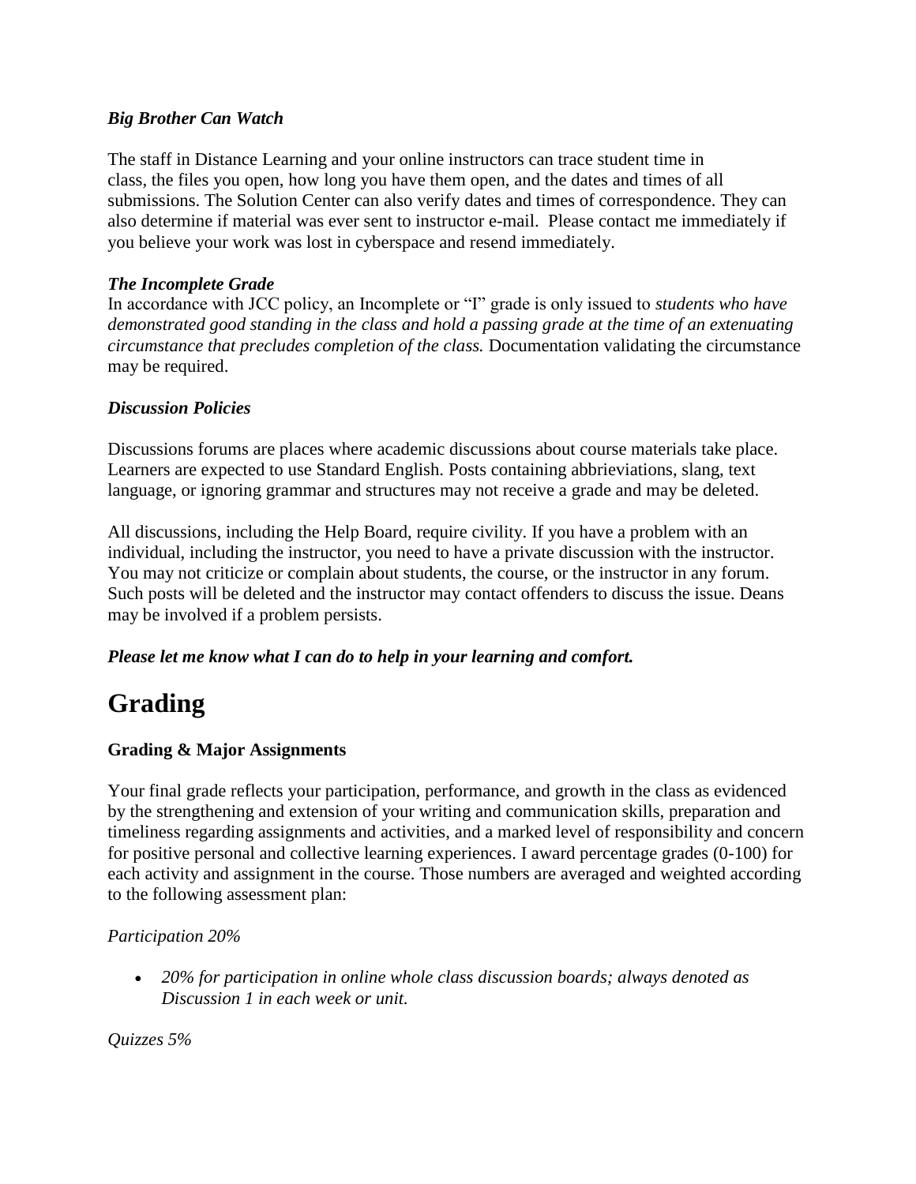***Big Brother Can Watch***

The staff in Distance Learning and your online instructors can trace student time in class, the files you open, how long you have them open, and the dates and times of all submissions. The Solution Center can also verify dates and times of correspondence. They can also determine if material was ever sent to instructor e-mail. Please contact me immediately if you believe your work was lost in cyberspace and resend immediately.

***The Incomplete Grade***

In accordance with JCC policy, an Incomplete or "I" grade is only issued to *students who have demonstrated good standing in the class and hold a passing grade at the time of an extenuating circumstance that precludes completion of the class.* Documentation validating the circumstance may be required.

***Discussion Policies***

Discussions forums are places where academic discussions about course materials take place. Learners are expected to use Standard English. Posts containing abbrieviations, slang, text language, or ignoring grammar and structures may not receive a grade and may be deleted.

All discussions, including the Help Board, require civility. If you have a problem with an individual, including the instructor, you need to have a private discussion with the instructor. You may not criticize or complain about students, the course, or the instructor in any forum. Such posts will be deleted and the instructor may contact offenders to discuss the issue. Deans may be involved if a problem persists.

***Please let me know what I can do to help in your learning and comfort.***

# Grading

**Grading & Major Assignments**

Your final grade reflects your participation, performance, and growth in the class as evidenced by the strengthening and extension of your writing and communication skills, preparation and timeliness regarding assignments and activities, and a marked level of responsibility and concern for positive personal and collective learning experiences. I award percentage grades (0-100) for each activity and assignment in the course. Those numbers are averaged and weighted according to the following assessment plan:

*Participation 20%*

- *20% for participation in online whole class discussion boards; always denoted as Discussion 1 in each week or unit.*

*Quizzes 5%*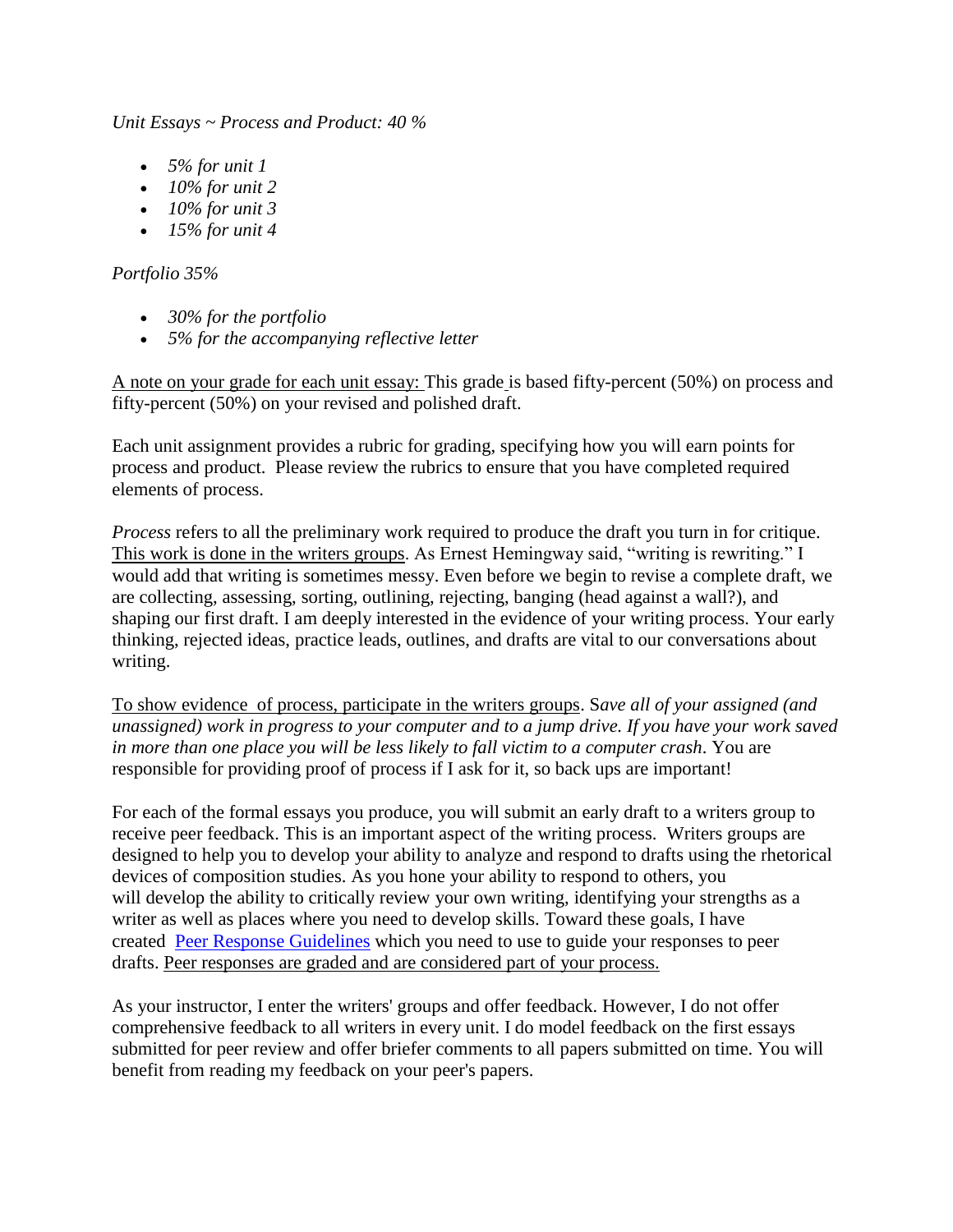*Unit Essays ~ Process and Product: 40 %*

- *5% for unit 1*
- *10% for unit 2*
- *10% for unit 3*
- *15% for unit 4*

*Portfolio 35%*

- *30% for the portfolio*
- *5% for the accompanying reflective letter*

<u>A note on your grade for each unit essay:</u> This grade is based fifty-percent (50%) on process and fifty-percent (50%) on your revised and polished draft.

Each unit assignment provides a rubric for grading, specifying how you will earn points for process and product. Please review the rubrics to ensure that you have completed required elements of process.

*Process* refers to all the preliminary work required to produce the draft you turn in for critique. <u>This work is done in the writers groups</u>. As Ernest Hemingway said, "writing is rewriting." I would add that writing is sometimes messy. Even before we begin to revise a complete draft, we are collecting, assessing, sorting, outlining, rejecting, banging (head against a wall?), and shaping our first draft. I am deeply interested in the evidence of your writing process. Your early thinking, rejected ideas, practice leads, outlines, and drafts are vital to our conversations about writing.

<u>To show evidence of process, participate in the writers groups</u>. S*ave all of your assigned (and unassigned) work in progress to your computer and to a jump drive. If you have your work saved in more than one place you will be less likely to fall victim to a computer crash*. You are responsible for providing proof of process if I ask for it, so back ups are important!

For each of the formal essays you produce, you will submit an early draft to a writers group to receive peer feedback. This is an important aspect of the writing process. Writers groups are designed to help you to develop your ability to analyze and respond to drafts using the rhetorical devices of composition studies. As you hone your ability to respond to others, you will develop the ability to critically review your own writing, identifying your strengths as a writer as well as places where you need to develop skills. Toward these goals, I have created Peer Response Guidelines which you need to use to guide your responses to peer drafts. <u>Peer responses are graded and are considered part of your process.</u>

As your instructor, I enter the writers' groups and offer feedback. However, I do not offer comprehensive feedback to all writers in every unit. I do model feedback on the first essays submitted for peer review and offer briefer comments to all papers submitted on time. You will benefit from reading my feedback on your peer's papers.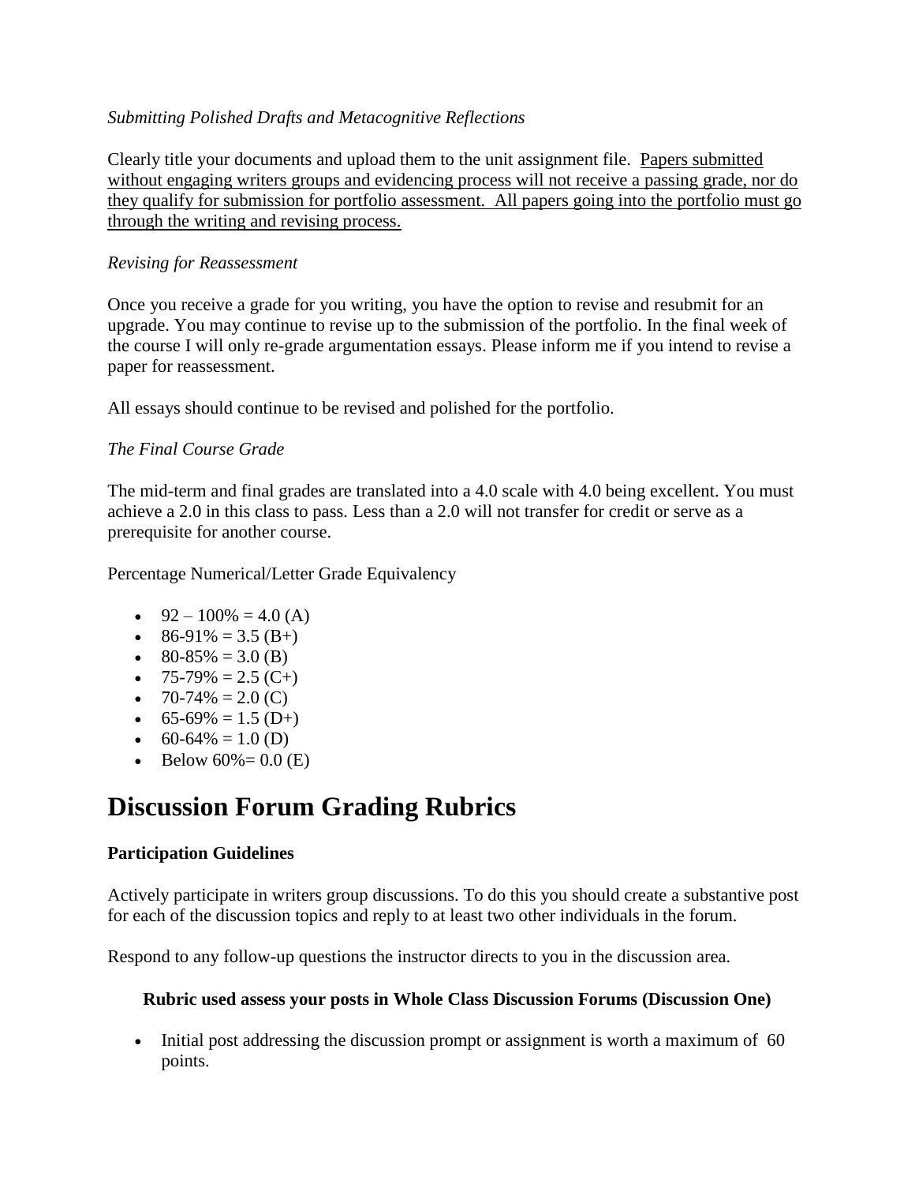*Submitting Polished Drafts and Metacognitive Reflections*

Clearly title your documents and upload them to the unit assignment file. <u>Papers submitted without engaging writers groups and evidencing process will not receive a passing grade, nor do they qualify for submission for portfolio assessment. All papers going into the portfolio must go through the writing and revising process.</u>

*Revising for Reassessment*

Once you receive a grade for you writing, you have the option to revise and resubmit for an upgrade. You may continue to revise up to the submission of the portfolio. In the final week of the course I will only re-grade argumentation essays. Please inform me if you intend to revise a paper for reassessment.

All essays should continue to be revised and polished for the portfolio.

*The Final Course Grade*

The mid-term and final grades are translated into a 4.0 scale with 4.0 being excellent. You must achieve a 2.0 in this class to pass. Less than a 2.0 will not transfer for credit or serve as a prerequisite for another course.

Percentage Numerical/Letter Grade Equivalency

- 92 – 100% = 4.0 (A)
- 86-91% = 3.5 (B+)
- 80-85% = 3.0 (B)
- 75-79% = 2.5 (C+)
- 70-74% = 2.0 (C)
- 65-69% = 1.5 (D+)
- 60-64% = 1.0 (D)
- Below 60%= 0.0 (E)

# Discussion Forum Grading Rubrics

**Participation Guidelines**

Actively participate in writers group discussions. To do this you should create a substantive post for each of the discussion topics and reply to at least two other individuals in the forum.

Respond to any follow-up questions the instructor directs to you in the discussion area.

**Rubric used assess your posts in Whole Class Discussion Forums (Discussion One)**

- Initial post addressing the discussion prompt or assignment is worth a maximum of 60 points.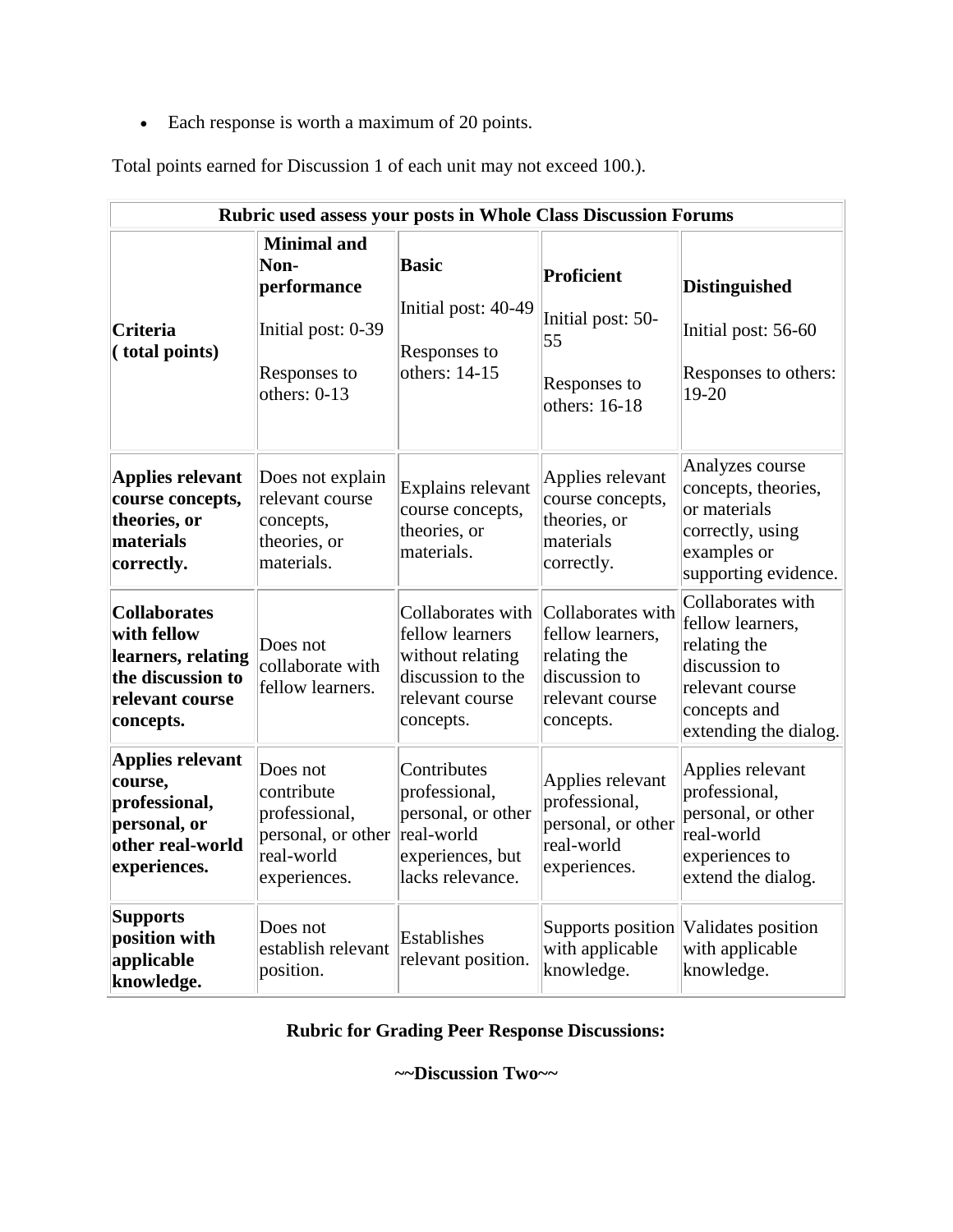- Each response is worth a maximum of 20 points.

Total points earned for Discussion 1 of each unit may not exceed 100.).

| Rubric used assess your posts in Whole Class Discussion Forums | | | | |
|---|---|---|---|---|
| **Criteria ( total points)** | **Minimal and Non-performance** Initial post: 0-39 Responses to others: 0-13 | **Basic** Initial post: 40-49 Responses to others: 14-15 | **Proficient** Initial post: 50-55 Responses to others: 16-18 | **Distinguished** Initial post: 56-60 Responses to others: 19-20 |
| **Applies relevant course concepts, theories, or materials correctly.** | Does not explain relevant course concepts, theories, or materials. | Explains relevant course concepts, theories, or materials. | Applies relevant course concepts, theories, or materials correctly. | Analyzes course concepts, theories, or materials correctly, using examples or supporting evidence. |
| **Collaborates with fellow learners, relating the discussion to relevant course concepts.** | Does not collaborate with fellow learners. | Collaborates with fellow learners without relating discussion to the relevant course concepts. | Collaborates with fellow learners, relating the discussion to relevant course concepts. | Collaborates with fellow learners, relating the discussion to relevant course concepts and extending the dialog. |
| **Applies relevant course, professional, personal, or other real-world experiences.** | Does not contribute professional, personal, or other real-world experiences. | Contributes professional, personal, or other real-world experiences, but lacks relevance. | Applies relevant professional, personal, or other real-world experiences. | Applies relevant professional, personal, or other real-world experiences to extend the dialog. |
| **Supports position with applicable knowledge.** | Does not establish relevant position. | Establishes relevant position. | Supports position with applicable knowledge. | Validates position with applicable knowledge. |

**Rubric for Grading Peer Response Discussions:**

**~~Discussion Two~~**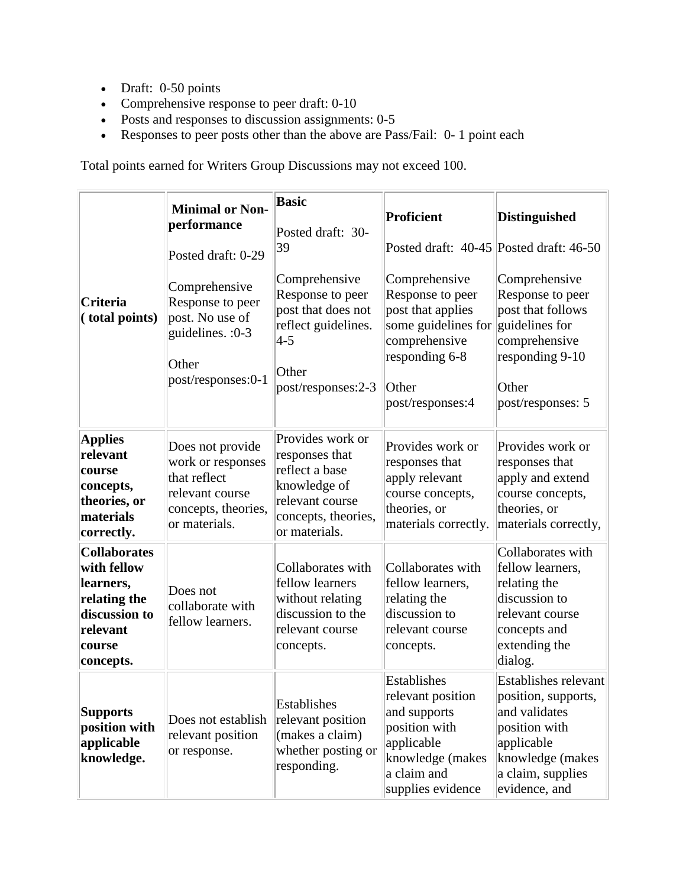- Draft: 0-50 points
- Comprehensive response to peer draft: 0-10
- Posts and responses to discussion assignments: 0-5
- Responses to peer posts other than the above are Pass/Fail: 0- 1 point each

Total points earned for Writers Group Discussions may not exceed 100.

| **Criteria ( total points)** | **Minimal or Non-performance** Posted draft: 0-29 Comprehensive Response to peer post. No use of guidelines. :0-3 Other post/responses:0-1 | **Basic** Posted draft: 30-39 Comprehensive Response to peer post that does not reflect guidelines. 4-5 Other post/responses:2-3 | **Proficient** Posted draft: 40-45 Comprehensive Response to peer post that applies some guidelines for comprehensive responding 6-8 Other post/responses:4 | **Distinguished** Posted draft: 46-50 Comprehensive Response to peer post that follows guidelines for comprehensive responding 9-10 Other post/responses: 5 |
|---|---|---|---|---|
| **Applies relevant course concepts, theories, or materials correctly.** | Does not provide work or responses that reflect relevant course concepts, theories, or materials. | Provides work or responses that reflect a base knowledge of relevant course concepts, theories, or materials. | Provides work or responses that apply relevant course concepts, theories, or materials correctly. | Provides work or responses that apply and extend course concepts, theories, or materials correctly, |
| **Collaborates with fellow learners, relating the discussion to relevant course concepts.** | Does not collaborate with fellow learners. | Collaborates with fellow learners without relating discussion to the relevant course concepts. | Collaborates with fellow learners, relating the discussion to relevant course concepts. | Collaborates with fellow learners, relating the discussion to relevant course concepts and extending the dialog. |
| **Supports position with applicable knowledge.** | Does not establish relevant position or response. | Establishes relevant position (makes a claim) whether posting or responding. | Establishes relevant position and supports position with applicable knowledge (makes a claim and supplies evidence | Establishes relevant position, supports, and validates position with applicable knowledge (makes a claim, supplies evidence, and |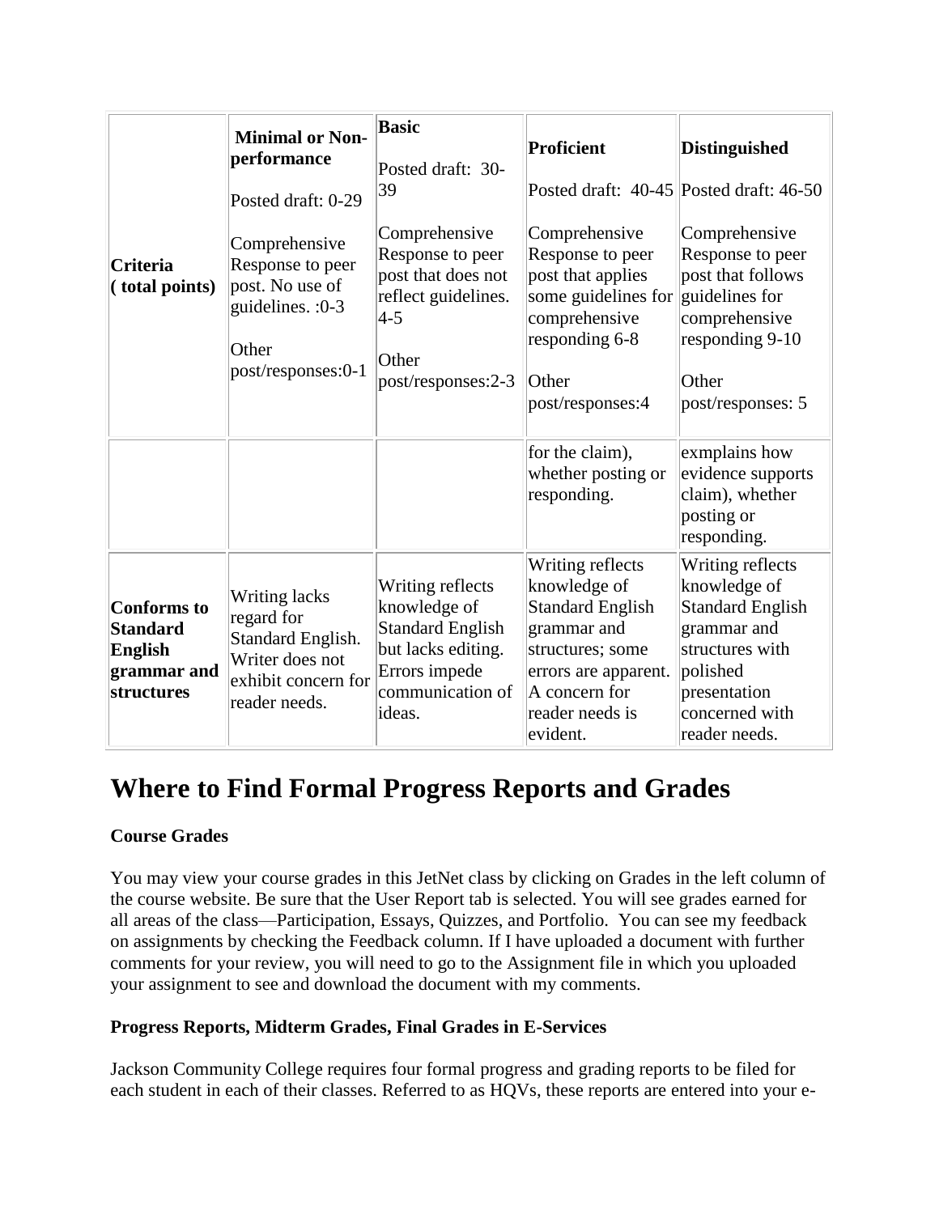| Criteria ( total points) | Minimal or Non-performance<br><br>Posted draft: 0-29<br><br>Comprehensive Response to peer post. No use of guidelines. :0-3<br><br>Other post/responses:0-1 | Basic<br><br>Posted draft: 30-39<br><br>Comprehensive Response to peer post that does not reflect guidelines. 4-5<br><br>Other post/responses:2-3 | Proficient<br><br>Posted draft: 40-45<br><br>Comprehensive Response to peer post that applies some guidelines for comprehensive responding 6-8<br><br>Other post/responses:4 | Distinguished<br><br>Posted draft: 46-50<br><br>Comprehensive Response to peer post that follows guidelines for comprehensive responding 9-10<br><br>Other post/responses: 5 |
|---|---|---|---|---|
| | | | for the claim), whether posting or responding. | exmplains how evidence supports claim), whether posting or responding. |
| **Conforms to Standard English grammar and structures** | Writing lacks regard for Standard English. Writer does not exhibit concern for reader needs. | Writing reflects knowledge of Standard English but lacks editing. Errors impede communication of ideas. | Writing reflects knowledge of Standard English grammar and structures; some errors are apparent. A concern for reader needs is evident. | Writing reflects knowledge of Standard English grammar and structures with polished presentation concerned with reader needs. |

# Where to Find Formal Progress Reports and Grades

**Course Grades**

You may view your course grades in this JetNet class by clicking on Grades in the left column of the course website. Be sure that the User Report tab is selected. You will see grades earned for all areas of the class—Participation, Essays, Quizzes, and Portfolio. You can see my feedback on assignments by checking the Feedback column. If I have uploaded a document with further comments for your review, you will need to go to the Assignment file in which you uploaded your assignment to see and download the document with my comments.

**Progress Reports, Midterm Grades, Final Grades in E-Services**

Jackson Community College requires four formal progress and grading reports to be filed for each student in each of their classes. Referred to as HQVs, these reports are entered into your e-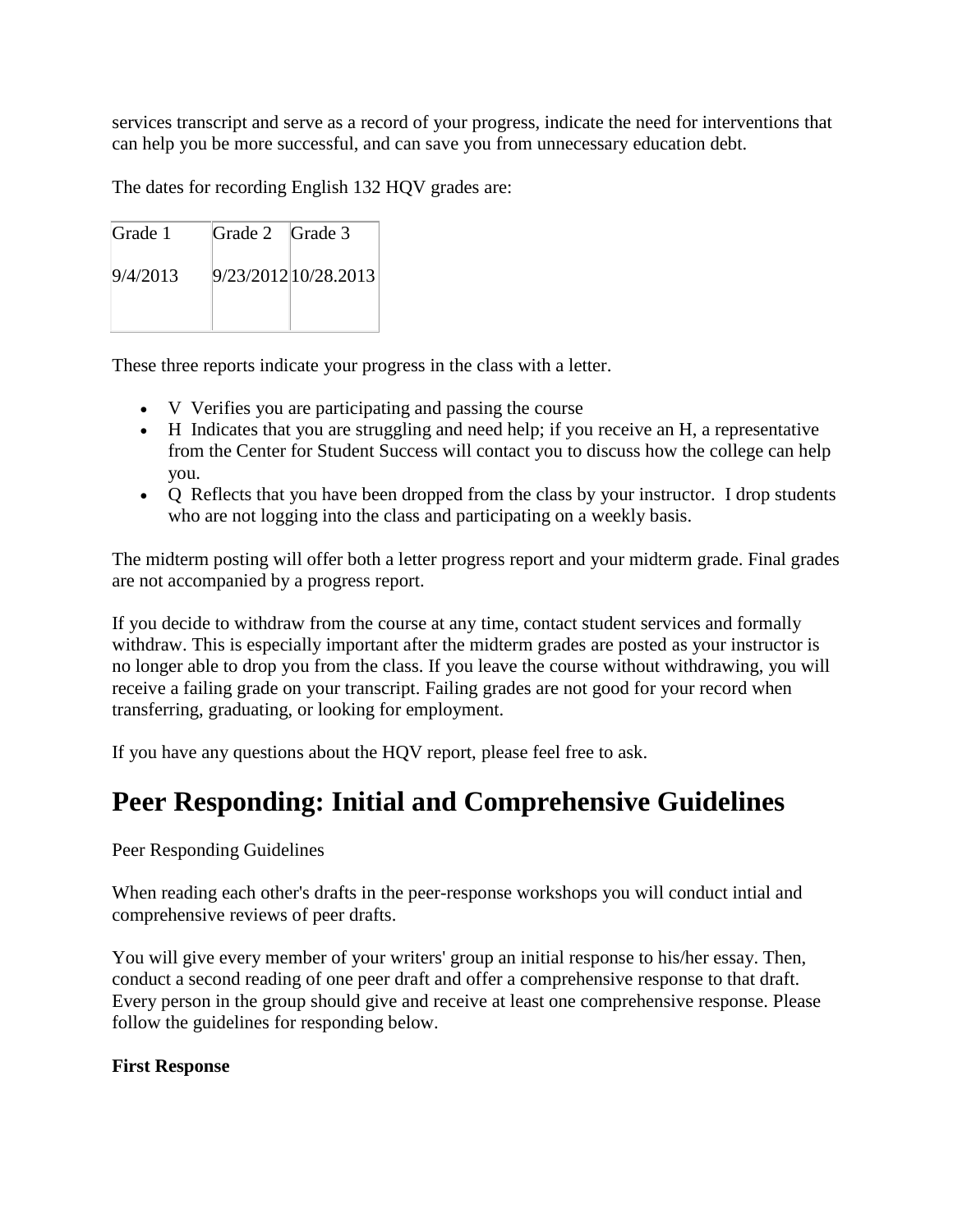services transcript and serve as a record of your progress, indicate the need for interventions that can help you be more successful, and can save you from unnecessary education debt.

The dates for recording English 132 HQV grades are:

| Grade 1 | Grade 2 | Grade 3 |
|---|---|---|
| 9/4/2013 | 9/23/2012 | 10/28.2013 |

These three reports indicate your progress in the class with a letter.

- V Verifies you are participating and passing the course
- H Indicates that you are struggling and need help; if you receive an H, a representative from the Center for Student Success will contact you to discuss how the college can help you.
- Q Reflects that you have been dropped from the class by your instructor. I drop students who are not logging into the class and participating on a weekly basis.

The midterm posting will offer both a letter progress report and your midterm grade. Final grades are not accompanied by a progress report.

If you decide to withdraw from the course at any time, contact student services and formally withdraw. This is especially important after the midterm grades are posted as your instructor is no longer able to drop you from the class. If you leave the course without withdrawing, you will receive a failing grade on your transcript. Failing grades are not good for your record when transferring, graduating, or looking for employment.

If you have any questions about the HQV report, please feel free to ask.

# Peer Responding: Initial and Comprehensive Guidelines

Peer Responding Guidelines

When reading each other's drafts in the peer-response workshops you will conduct intial and comprehensive reviews of peer drafts.

You will give every member of your writers' group an initial response to his/her essay. Then, conduct a second reading of one peer draft and offer a comprehensive response to that draft. Every person in the group should give and receive at least one comprehensive response. Please follow the guidelines for responding below.

**First Response**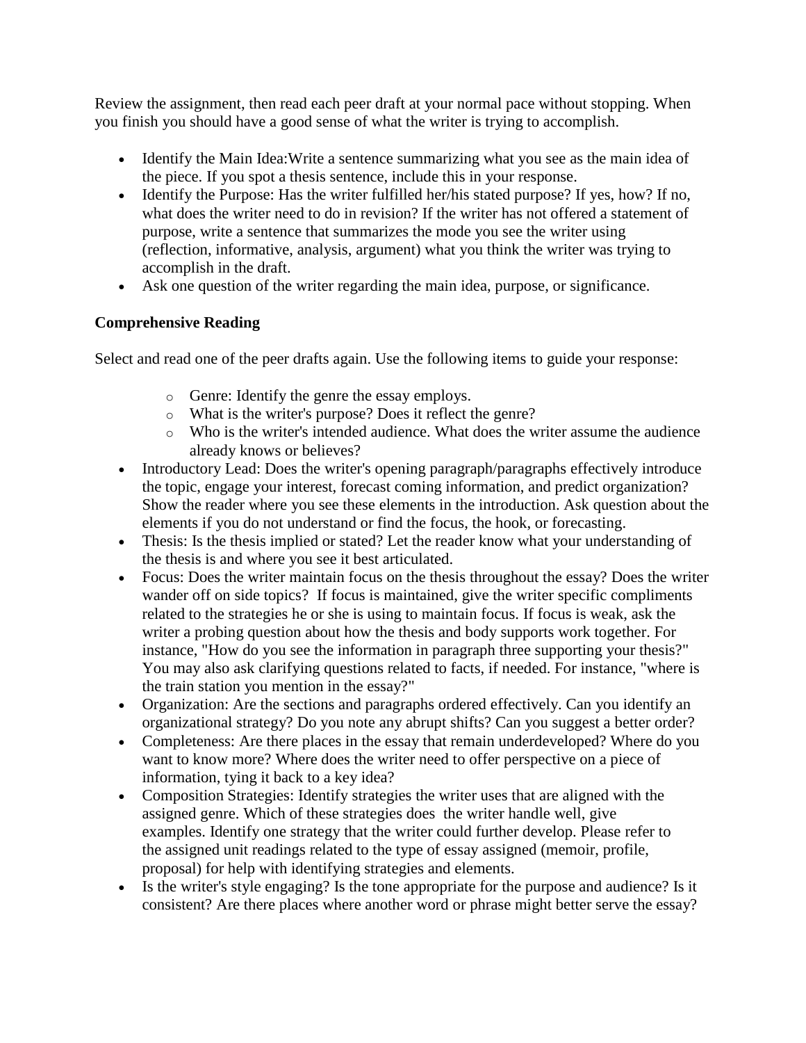Review the assignment, then read each peer draft at your normal pace without stopping. When you finish you should have a good sense of what the writer is trying to accomplish.

- Identify the Main Idea:Write a sentence summarizing what you see as the main idea of the piece. If you spot a thesis sentence, include this in your response.
- Identify the Purpose: Has the writer fulfilled her/his stated purpose? If yes, how? If no, what does the writer need to do in revision? If the writer has not offered a statement of purpose, write a sentence that summarizes the mode you see the writer using (reflection, informative, analysis, argument) what you think the writer was trying to accomplish in the draft.
- Ask one question of the writer regarding the main idea, purpose, or significance.

**Comprehensive Reading**

Select and read one of the peer drafts again. Use the following items to guide your response:

  - Genre: Identify the genre the essay employs.
  - What is the writer's purpose? Does it reflect the genre?
  - Who is the writer's intended audience. What does the writer assume the audience already knows or believes?
- Introductory Lead: Does the writer's opening paragraph/paragraphs effectively introduce the topic, engage your interest, forecast coming information, and predict organization? Show the reader where you see these elements in the introduction. Ask question about the elements if you do not understand or find the focus, the hook, or forecasting.
- Thesis: Is the thesis implied or stated? Let the reader know what your understanding of the thesis is and where you see it best articulated.
- Focus: Does the writer maintain focus on the thesis throughout the essay? Does the writer wander off on side topics? If focus is maintained, give the writer specific compliments related to the strategies he or she is using to maintain focus. If focus is weak, ask the writer a probing question about how the thesis and body supports work together. For instance, "How do you see the information in paragraph three supporting your thesis?" You may also ask clarifying questions related to facts, if needed. For instance, "where is the train station you mention in the essay?"
- Organization: Are the sections and paragraphs ordered effectively. Can you identify an organizational strategy? Do you note any abrupt shifts? Can you suggest a better order?
- Completeness: Are there places in the essay that remain underdeveloped? Where do you want to know more? Where does the writer need to offer perspective on a piece of information, tying it back to a key idea?
- Composition Strategies: Identify strategies the writer uses that are aligned with the assigned genre. Which of these strategies does the writer handle well, give examples. Identify one strategy that the writer could further develop. Please refer to the assigned unit readings related to the type of essay assigned (memoir, profile, proposal) for help with identifying strategies and elements.
- Is the writer's style engaging? Is the tone appropriate for the purpose and audience? Is it consistent? Are there places where another word or phrase might better serve the essay?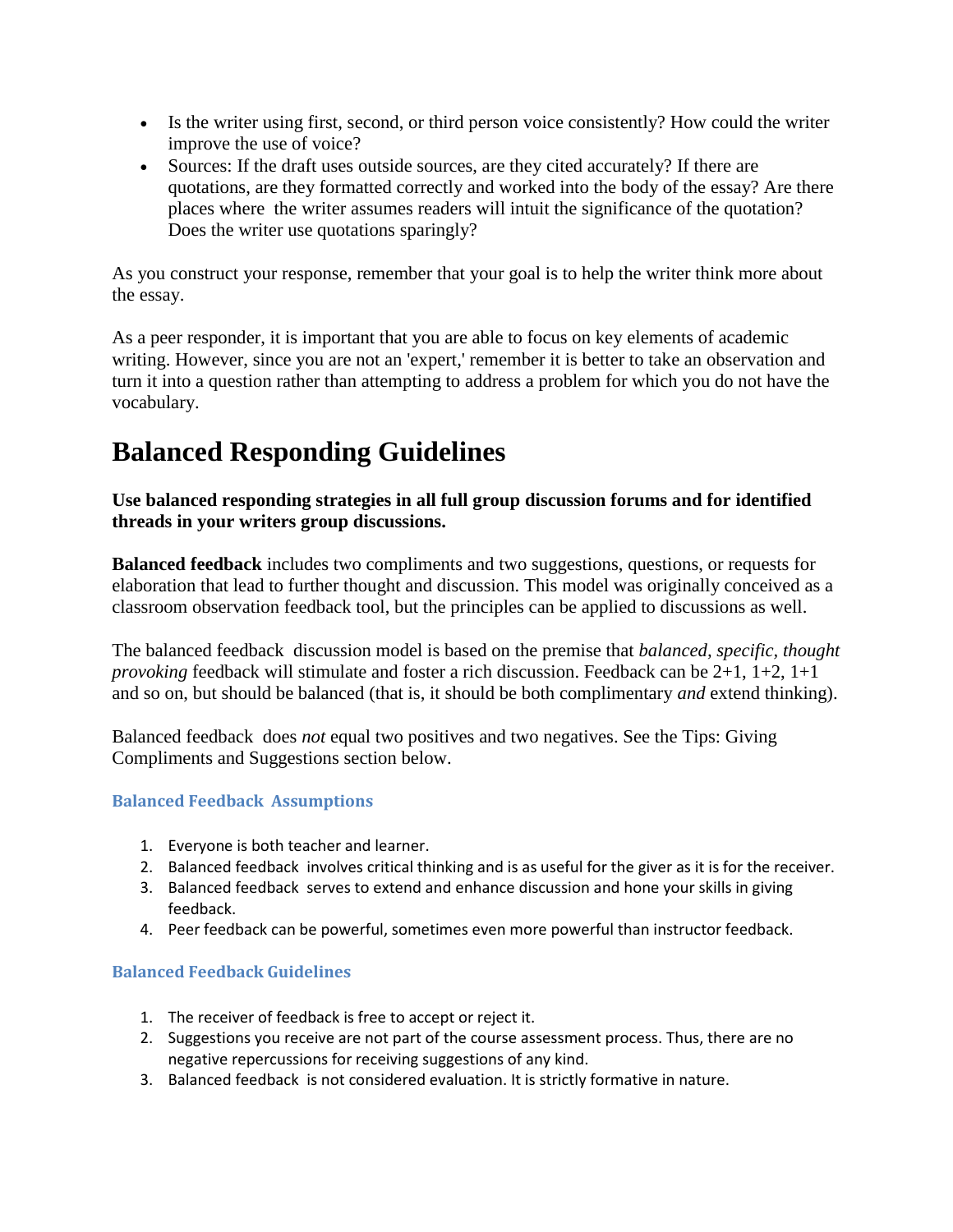- Is the writer using first, second, or third person voice consistently? How could the writer improve the use of voice?
- Sources: If the draft uses outside sources, are they cited accurately? If there are quotations, are they formatted correctly and worked into the body of the essay? Are there places where the writer assumes readers will intuit the significance of the quotation? Does the writer use quotations sparingly?

As you construct your response, remember that your goal is to help the writer think more about the essay.

As a peer responder, it is important that you are able to focus on key elements of academic writing. However, since you are not an 'expert,' remember it is better to take an observation and turn it into a question rather than attempting to address a problem for which you do not have the vocabulary.

# Balanced Responding Guidelines

**Use balanced responding strategies in all full group discussion forums and for identified threads in your writers group discussions.**

**Balanced feedback** includes two compliments and two suggestions, questions, or requests for elaboration that lead to further thought and discussion. This model was originally conceived as a classroom observation feedback tool, but the principles can be applied to discussions as well.

The balanced feedback discussion model is based on the premise that *balanced, specific, thought provoking* feedback will stimulate and foster a rich discussion. Feedback can be 2+1, 1+2, 1+1 and so on, but should be balanced (that is, it should be both complimentary *and* extend thinking).

Balanced feedback does *not* equal two positives and two negatives. See the Tips: Giving Compliments and Suggestions section below.

### Balanced Feedback Assumptions

1. Everyone is both teacher and learner.
2. Balanced feedback involves critical thinking and is as useful for the giver as it is for the receiver.
3. Balanced feedback serves to extend and enhance discussion and hone your skills in giving feedback.
4. Peer feedback can be powerful, sometimes even more powerful than instructor feedback.

### Balanced Feedback Guidelines

1. The receiver of feedback is free to accept or reject it.
2. Suggestions you receive are not part of the course assessment process. Thus, there are no negative repercussions for receiving suggestions of any kind.
3. Balanced feedback is not considered evaluation. It is strictly formative in nature.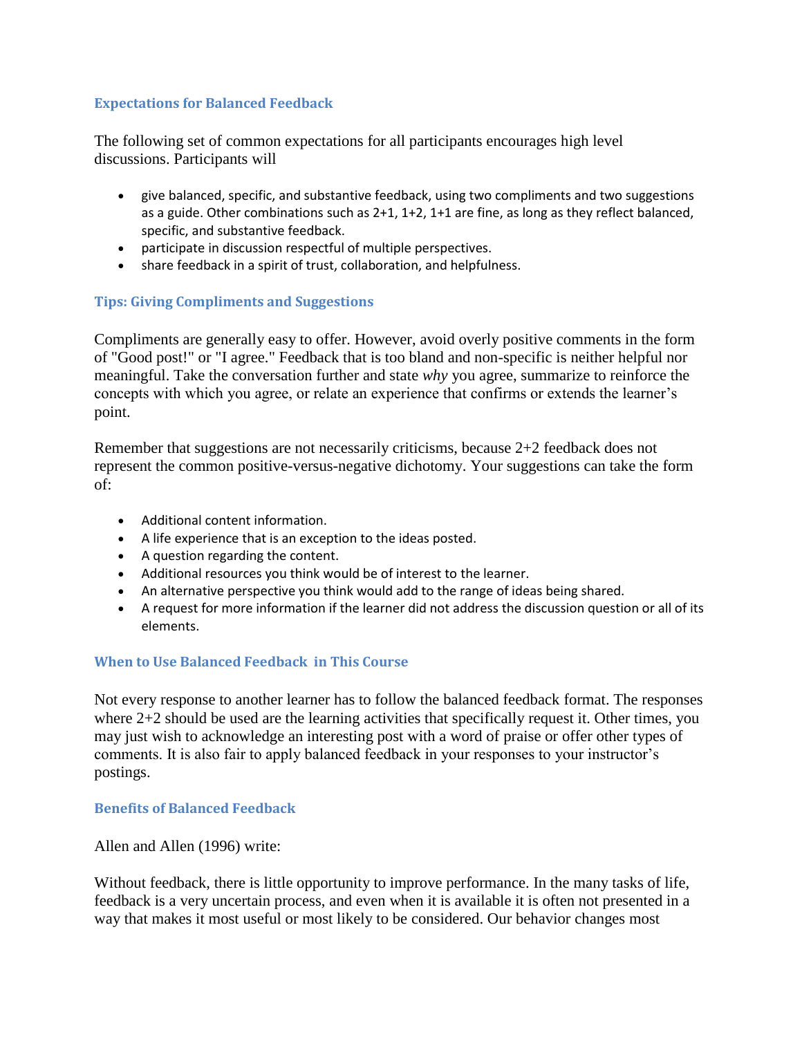### Expectations for Balanced Feedback

The following set of common expectations for all participants encourages high level discussions. Participants will

- give balanced, specific, and substantive feedback, using two compliments and two suggestions as a guide. Other combinations such as 2+1, 1+2, 1+1 are fine, as long as they reflect balanced, specific, and substantive feedback.
- participate in discussion respectful of multiple perspectives.
- share feedback in a spirit of trust, collaboration, and helpfulness.

### Tips: Giving Compliments and Suggestions

Compliments are generally easy to offer. However, avoid overly positive comments in the form of "Good post!" or "I agree." Feedback that is too bland and non-specific is neither helpful nor meaningful. Take the conversation further and state *why* you agree, summarize to reinforce the concepts with which you agree, or relate an experience that confirms or extends the learner's point.

Remember that suggestions are not necessarily criticisms, because 2+2 feedback does not represent the common positive-versus-negative dichotomy. Your suggestions can take the form of:

- Additional content information.
- A life experience that is an exception to the ideas posted.
- A question regarding the content.
- Additional resources you think would be of interest to the learner.
- An alternative perspective you think would add to the range of ideas being shared.
- A request for more information if the learner did not address the discussion question or all of its elements.

### When to Use Balanced Feedback in This Course

Not every response to another learner has to follow the balanced feedback format. The responses where 2+2 should be used are the learning activities that specifically request it. Other times, you may just wish to acknowledge an interesting post with a word of praise or offer other types of comments. It is also fair to apply balanced feedback in your responses to your instructor's postings.

### Benefits of Balanced Feedback

Allen and Allen (1996) write:

Without feedback, there is little opportunity to improve performance. In the many tasks of life, feedback is a very uncertain process, and even when it is available it is often not presented in a way that makes it most useful or most likely to be considered. Our behavior changes most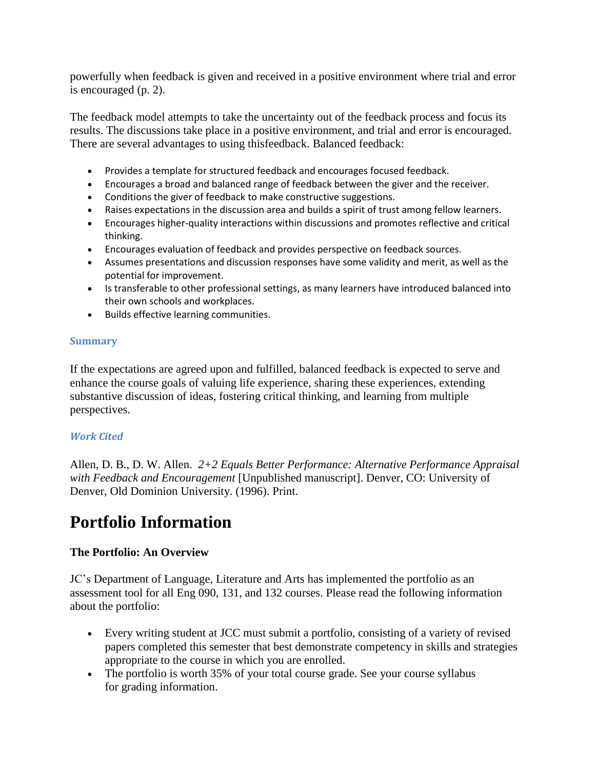powerfully when feedback is given and received in a positive environment where trial and error is encouraged (p. 2).

The feedback model attempts to take the uncertainty out of the feedback process and focus its results. The discussions take place in a positive environment, and trial and error is encouraged. There are several advantages to using thisfeedback. Balanced feedback:

- Provides a template for structured feedback and encourages focused feedback.
- Encourages a broad and balanced range of feedback between the giver and the receiver.
- Conditions the giver of feedback to make constructive suggestions.
- Raises expectations in the discussion area and builds a spirit of trust among fellow learners.
- Encourages higher-quality interactions within discussions and promotes reflective and critical thinking.
- Encourages evaluation of feedback and provides perspective on feedback sources.
- Assumes presentations and discussion responses have some validity and merit, as well as the potential for improvement.
- Is transferable to other professional settings, as many learners have introduced balanced into their own schools and workplaces.
- Builds effective learning communities.

### Summary

If the expectations are agreed upon and fulfilled, balanced feedback is expected to serve and enhance the course goals of valuing life experience, sharing these experiences, extending substantive discussion of ideas, fostering critical thinking, and learning from multiple perspectives.

### *Work Cited*

Allen, D. B., D. W. Allen. *2+2 Equals Better Performance: Alternative Performance Appraisal with Feedback and Encouragement* [Unpublished manuscript]. Denver, CO: University of Denver, Old Dominion University. (1996). Print.

# Portfolio Information

**The Portfolio: An Overview**

JC's Department of Language, Literature and Arts has implemented the portfolio as an assessment tool for all Eng 090, 131, and 132 courses. Please read the following information about the portfolio:

- Every writing student at JCC must submit a portfolio, consisting of a variety of revised papers completed this semester that best demonstrate competency in skills and strategies appropriate to the course in which you are enrolled.
- The portfolio is worth 35% of your total course grade. See your course syllabus for grading information.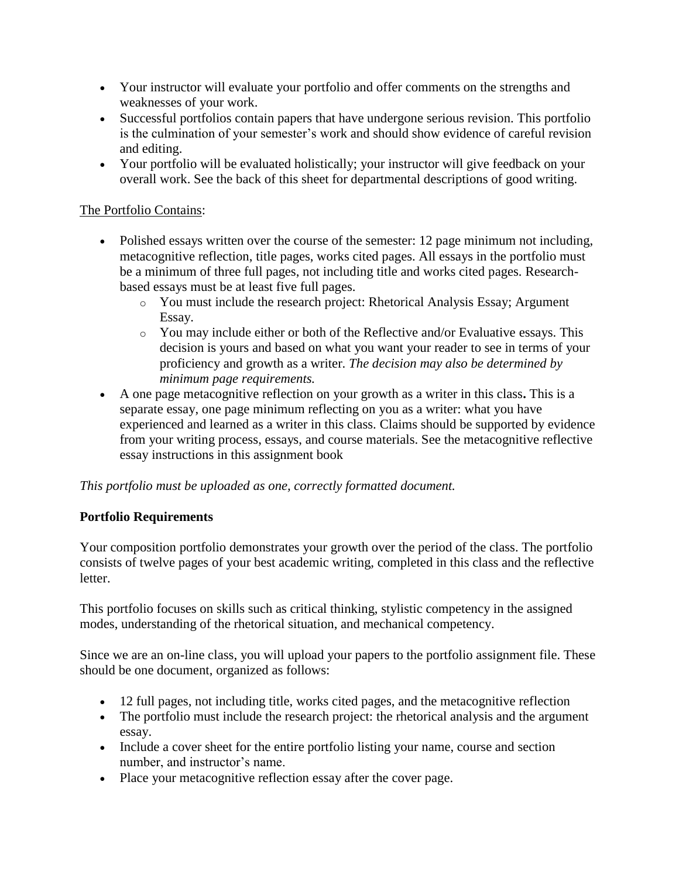- Your instructor will evaluate your portfolio and offer comments on the strengths and weaknesses of your work.
- Successful portfolios contain papers that have undergone serious revision. This portfolio is the culmination of your semester's work and should show evidence of careful revision and editing.
- Your portfolio will be evaluated holistically; your instructor will give feedback on your overall work. See the back of this sheet for departmental descriptions of good writing.

<u>The Portfolio Contains</u>:

- Polished essays written over the course of the semester: 12 page minimum not including, metacognitive reflection, title pages, works cited pages. All essays in the portfolio must be a minimum of three full pages, not including title and works cited pages. Research-based essays must be at least five full pages.
    - You must include the research project: Rhetorical Analysis Essay; Argument Essay.
    - You may include either or both of the Reflective and/or Evaluative essays. This decision is yours and based on what you want your reader to see in terms of your proficiency and growth as a writer. *The decision may also be determined by minimum page requirements.*
- A one page metacognitive reflection on your growth as a writer in this class**.** This is a separate essay, one page minimum reflecting on you as a writer: what you have experienced and learned as a writer in this class. Claims should be supported by evidence from your writing process, essays, and course materials. See the metacognitive reflective essay instructions in this assignment book

*This portfolio must be uploaded as one, correctly formatted document.*

**Portfolio Requirements**

Your composition portfolio demonstrates your growth over the period of the class. The portfolio consists of twelve pages of your best academic writing, completed in this class and the reflective letter.

This portfolio focuses on skills such as critical thinking, stylistic competency in the assigned modes, understanding of the rhetorical situation, and mechanical competency.

Since we are an on-line class, you will upload your papers to the portfolio assignment file. These should be one document, organized as follows:

- 12 full pages, not including title, works cited pages, and the metacognitive reflection
- The portfolio must include the research project: the rhetorical analysis and the argument essay.
- Include a cover sheet for the entire portfolio listing your name, course and section number, and instructor's name.
- Place your metacognitive reflection essay after the cover page.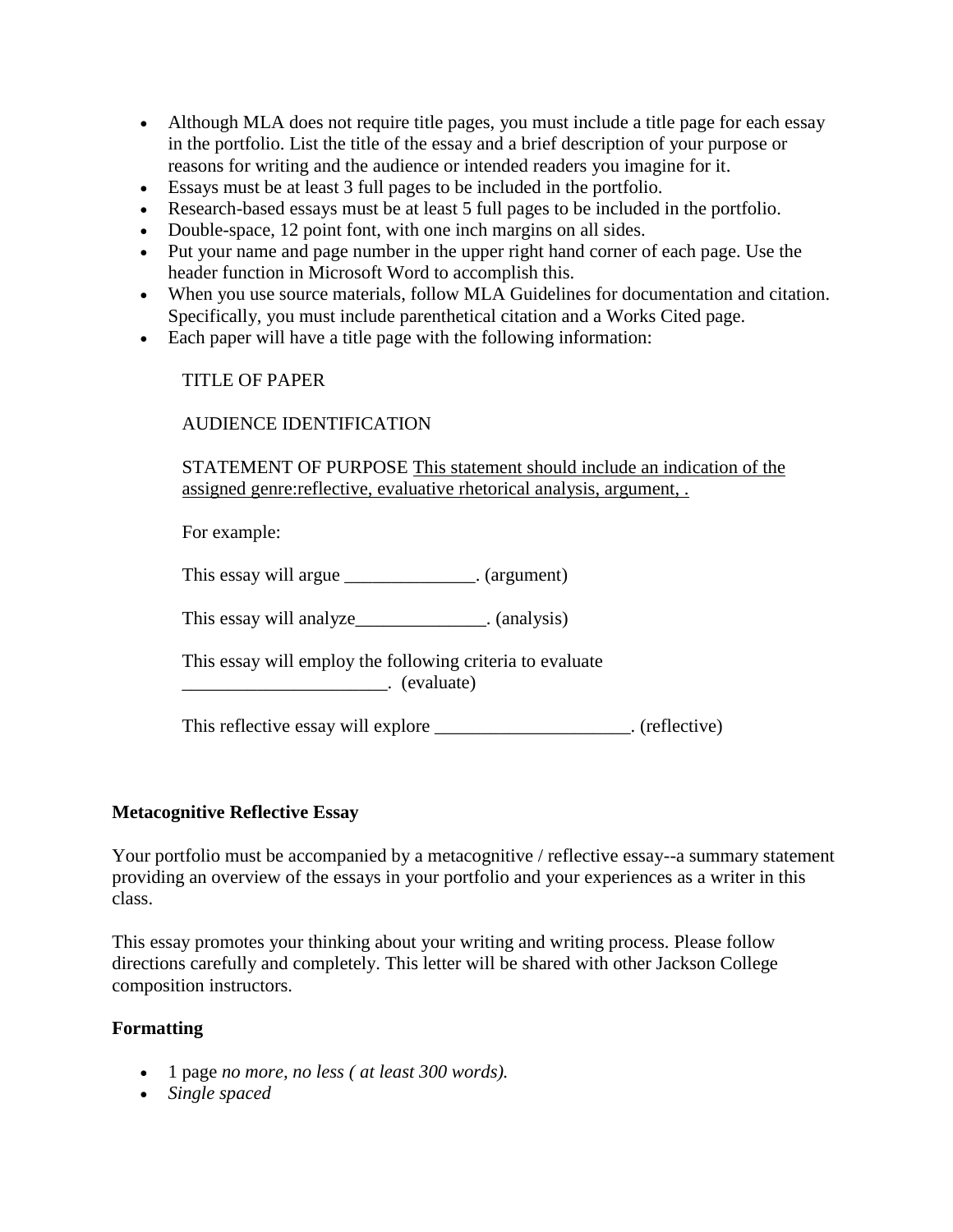- Although MLA does not require title pages, you must include a title page for each essay in the portfolio. List the title of the essay and a brief description of your purpose or reasons for writing and the audience or intended readers you imagine for it.
- Essays must be at least 3 full pages to be included in the portfolio.
- Research-based essays must be at least 5 full pages to be included in the portfolio.
- Double-space, 12 point font, with one inch margins on all sides.
- Put your name and page number in the upper right hand corner of each page. Use the header function in Microsoft Word to accomplish this.
- When you use source materials, follow MLA Guidelines for documentation and citation. Specifically, you must include parenthetical citation and a Works Cited page.
- Each paper will have a title page with the following information:

  TITLE OF PAPER

  AUDIENCE IDENTIFICATION

  STATEMENT OF PURPOSE <u>This statement should include an indication of the assigned genre:reflective, evaluative rhetorical analysis, argument, .</u>

  For example:

  This essay will argue ______________. (argument)

  This essay will analyze______________. (analysis)

  This essay will employ the following criteria to evaluate ______________________. (evaluate)

  This reflective essay will explore _____________________. (reflective)

**Metacognitive Reflective Essay**

Your portfolio must be accompanied by a metacognitive / reflective essay--a summary statement providing an overview of the essays in your portfolio and your experiences as a writer in this class.

This essay promotes your thinking about your writing and writing process. Please follow directions carefully and completely. This letter will be shared with other Jackson College composition instructors.

**Formatting**

- 1 page *no more, no less ( at least 300 words).*
- *Single spaced*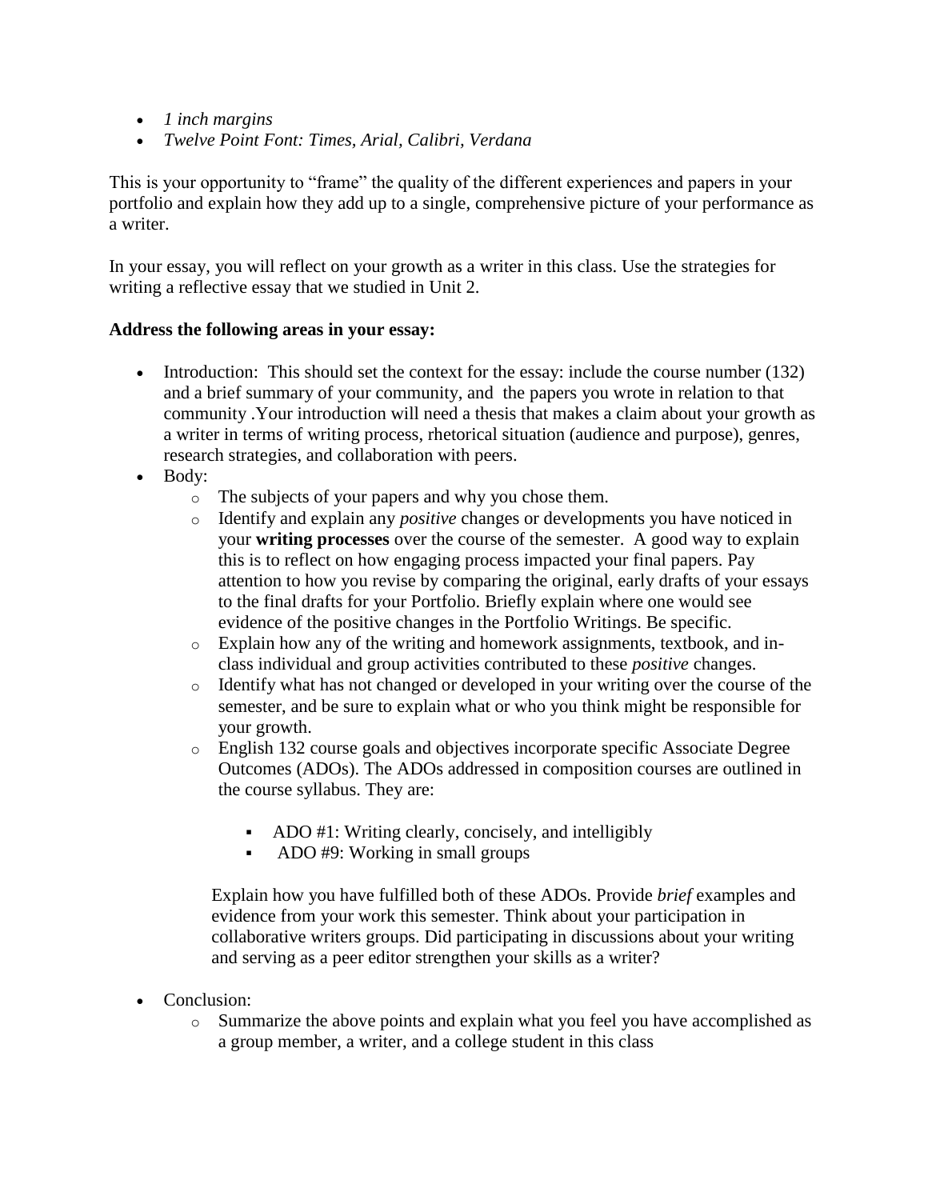- *1 inch margins*
- *Twelve Point Font: Times, Arial, Calibri, Verdana*

This is your opportunity to "frame" the quality of the different experiences and papers in your portfolio and explain how they add up to a single, comprehensive picture of your performance as a writer.

In your essay, you will reflect on your growth as a writer in this class. Use the strategies for writing a reflective essay that we studied in Unit 2.

**Address the following areas in your essay:**

- Introduction: This should set the context for the essay: include the course number (132) and a brief summary of your community, and the papers you wrote in relation to that community .Your introduction will need a thesis that makes a claim about your growth as a writer in terms of writing process, rhetorical situation (audience and purpose), genres, research strategies, and collaboration with peers.
- Body:
  - The subjects of your papers and why you chose them.
  - Identify and explain any *positive* changes or developments you have noticed in your **writing processes** over the course of the semester. A good way to explain this is to reflect on how engaging process impacted your final papers. Pay attention to how you revise by comparing the original, early drafts of your essays to the final drafts for your Portfolio. Briefly explain where one would see evidence of the positive changes in the Portfolio Writings. Be specific.
  - Explain how any of the writing and homework assignments, textbook, and in-class individual and group activities contributed to these *positive* changes.
  - Identify what has not changed or developed in your writing over the course of the semester, and be sure to explain what or who you think might be responsible for your growth.
  - English 132 course goals and objectives incorporate specific Associate Degree Outcomes (ADOs). The ADOs addressed in composition courses are outlined in the course syllabus. They are:

    - ADO #1: Writing clearly, concisely, and intelligibly
    - ADO #9: Working in small groups

    Explain how you have fulfilled both of these ADOs. Provide *brief* examples and evidence from your work this semester. Think about your participation in collaborative writers groups. Did participating in discussions about your writing and serving as a peer editor strengthen your skills as a writer?

- Conclusion:
  - Summarize the above points and explain what you feel you have accomplished as a group member, a writer, and a college student in this class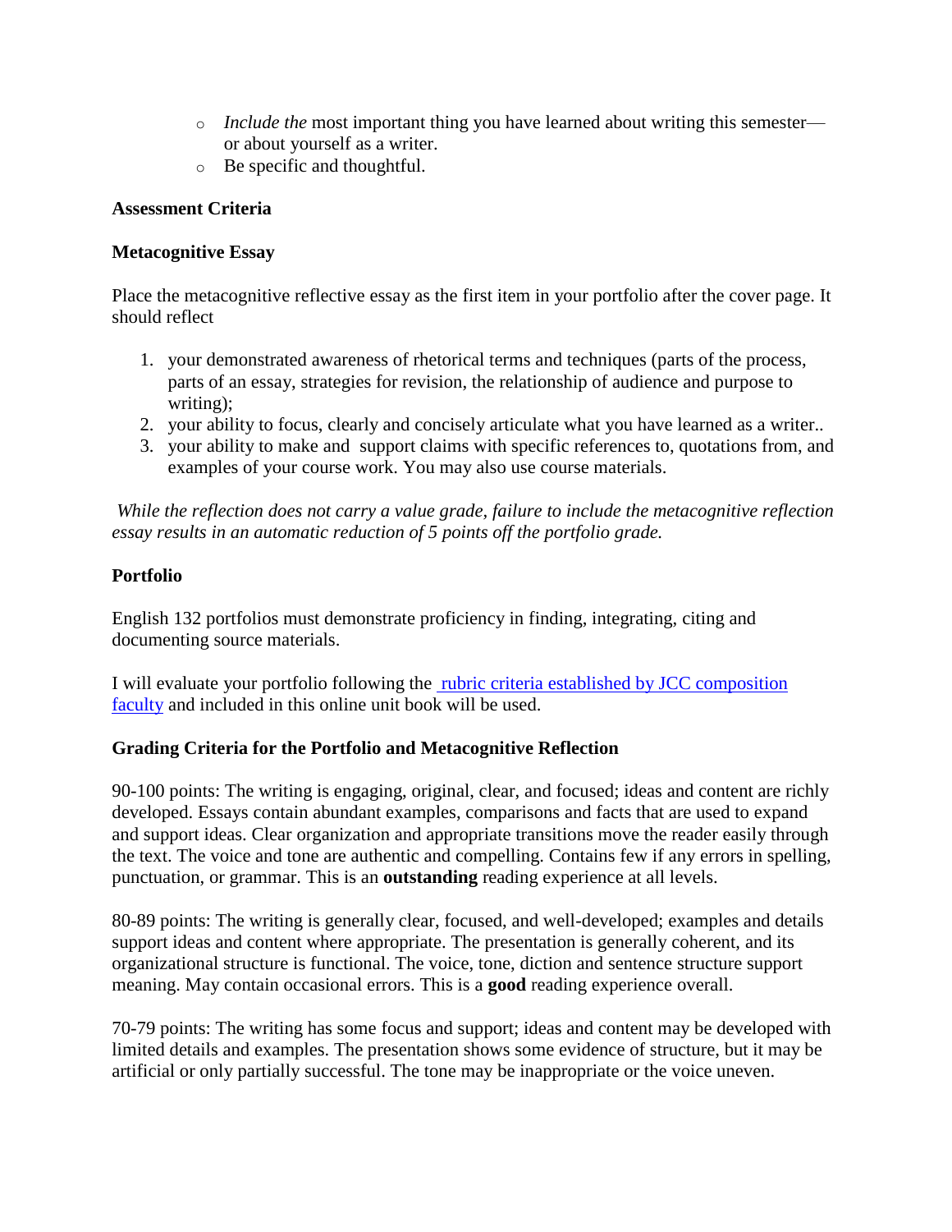- *Include the* most important thing you have learned about writing this semester—or about yourself as a writer.
- Be specific and thoughtful.

**Assessment Criteria**

**Metacognitive Essay**

Place the metacognitive reflective essay as the first item in your portfolio after the cover page. It should reflect

1. your demonstrated awareness of rhetorical terms and techniques (parts of the process, parts of an essay, strategies for revision, the relationship of audience and purpose to writing);
2. your ability to focus, clearly and concisely articulate what you have learned as a writer..
3. your ability to make and support claims with specific references to, quotations from, and examples of your course work. You may also use course materials.

*While the reflection does not carry a value grade, failure to include the metacognitive reflection essay results in an automatic reduction of 5 points off the portfolio grade.*

**Portfolio**

English 132 portfolios must demonstrate proficiency in finding, integrating, citing and documenting source materials.

I will evaluate your portfolio following the rubric criteria established by JCC composition faculty and included in this online unit book will be used.

**Grading Criteria for the Portfolio and Metacognitive Reflection**

90-100 points: The writing is engaging, original, clear, and focused; ideas and content are richly developed. Essays contain abundant examples, comparisons and facts that are used to expand and support ideas. Clear organization and appropriate transitions move the reader easily through the text. The voice and tone are authentic and compelling. Contains few if any errors in spelling, punctuation, or grammar. This is an **outstanding** reading experience at all levels.

80-89 points: The writing is generally clear, focused, and well-developed; examples and details support ideas and content where appropriate. The presentation is generally coherent, and its organizational structure is functional. The voice, tone, diction and sentence structure support meaning. May contain occasional errors. This is a **good** reading experience overall.

70-79 points: The writing has some focus and support; ideas and content may be developed with limited details and examples. The presentation shows some evidence of structure, but it may be artificial or only partially successful. The tone may be inappropriate or the voice uneven.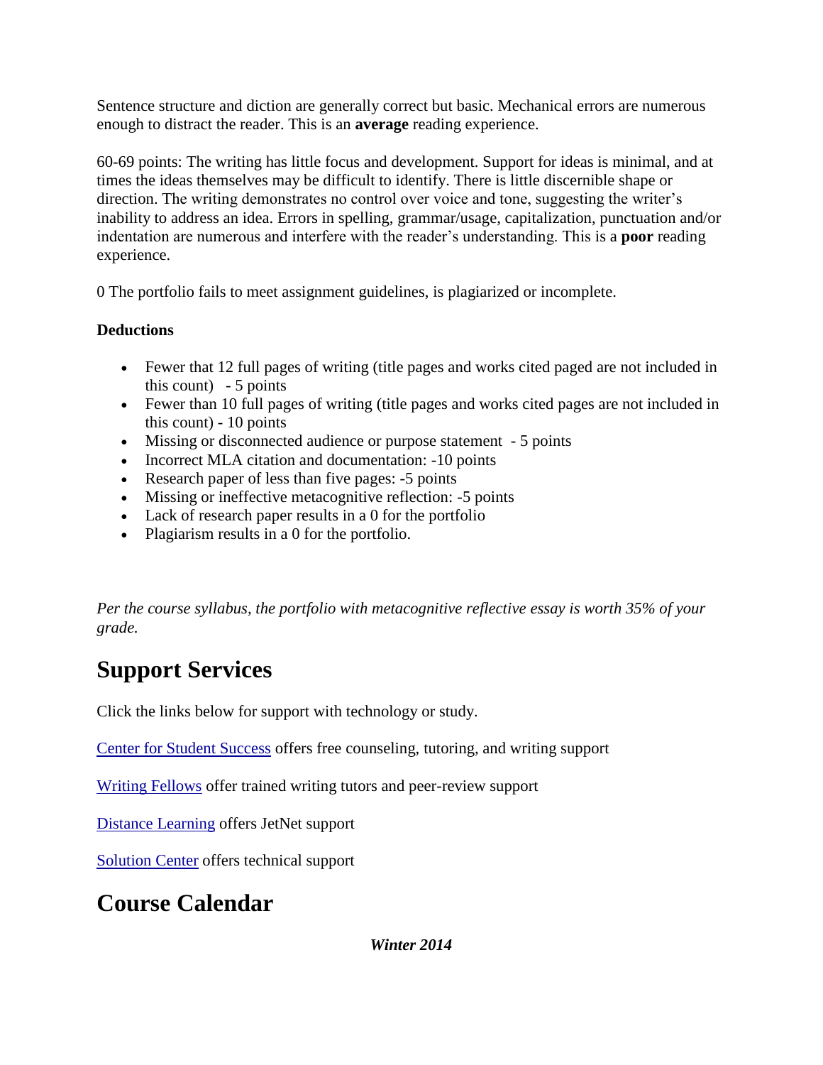Sentence structure and diction are generally correct but basic. Mechanical errors are numerous enough to distract the reader. This is an **average** reading experience.

60-69 points: The writing has little focus and development. Support for ideas is minimal, and at times the ideas themselves may be difficult to identify. There is little discernible shape or direction. The writing demonstrates no control over voice and tone, suggesting the writer's inability to address an idea. Errors in spelling, grammar/usage, capitalization, punctuation and/or indentation are numerous and interfere with the reader's understanding. This is a **poor** reading experience.

0 The portfolio fails to meet assignment guidelines, is plagiarized or incomplete.

**Deductions**

- Fewer that 12 full pages of writing (title pages and works cited paged are not included in this count)   - 5 points
- Fewer than 10 full pages of writing (title pages and works cited pages are not included in this count) - 10 points
- Missing or disconnected audience or purpose statement  - 5 points
- Incorrect MLA citation and documentation: -10 points
- Research paper of less than five pages: -5 points
- Missing or ineffective metacognitive reflection: -5 points
- Lack of research paper results in a 0 for the portfolio
- Plagiarism results in a 0 for the portfolio.

*Per the course syllabus, the portfolio with metacognitive reflective essay is worth 35% of your grade.*

# Support Services

Click the links below for support with technology or study.

Center for Student Success offers free counseling, tutoring, and writing support

Writing Fellows offer trained writing tutors and peer-review support

Distance Learning offers JetNet support

Solution Center offers technical support

# Course Calendar

***Winter 2014***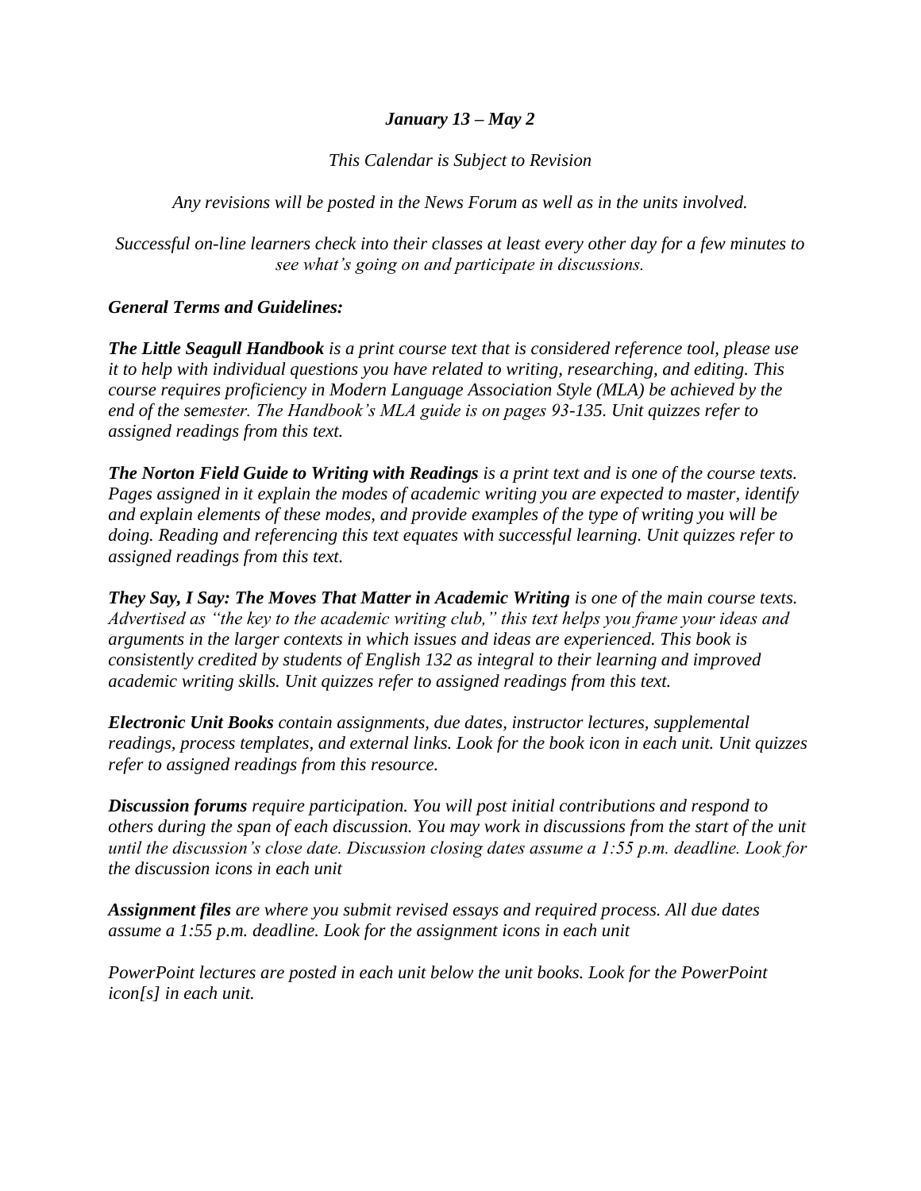***January 13 – May 2***

*This Calendar is Subject to Revision*

*Any revisions will be posted in the News Forum as well as in the units involved.*

*Successful on-line learners check into their classes at least every other day for a few minutes to see what's going on and participate in discussions.*

***General Terms and Guidelines:***

***The Little Seagull Handbook*** *is a print course text that is considered reference tool, please use it to help with individual questions you have related to writing, researching, and editing. This course requires proficiency in Modern Language Association Style (MLA) be achieved by the end of the semester. The Handbook's MLA guide is on pages 93-135. Unit quizzes refer to assigned readings from this text.*

***The Norton Field Guide to Writing with Readings*** *is a print text and is one of the course texts. Pages assigned in it explain the modes of academic writing you are expected to master, identify and explain elements of these modes, and provide examples of the type of writing you will be doing. Reading and referencing this text equates with successful learning. Unit quizzes refer to assigned readings from this text.*

***They Say, I Say: The Moves That Matter in Academic Writing*** *is one of the main course texts. Advertised as "the key to the academic writing club," this text helps you frame your ideas and arguments in the larger contexts in which issues and ideas are experienced. This book is consistently credited by students of English 132 as integral to their learning and improved academic writing skills. Unit quizzes refer to assigned readings from this text.*

***Electronic Unit Books*** *contain assignments, due dates, instructor lectures, supplemental readings, process templates, and external links. Look for the book icon in each unit. Unit quizzes refer to assigned readings from this resource.*

***Discussion forums*** *require participation. You will post initial contributions and respond to others during the span of each discussion. You may work in discussions from the start of the unit until the discussion's close date. Discussion closing dates assume a 1:55 p.m. deadline. Look for the discussion icons in each unit*

***Assignment files*** *are where you submit revised essays and required process. All due dates assume a 1:55 p.m. deadline. Look for the assignment icons in each unit*

*PowerPoint lectures are posted in each unit below the unit books. Look for the PowerPoint icon[s] in each unit.*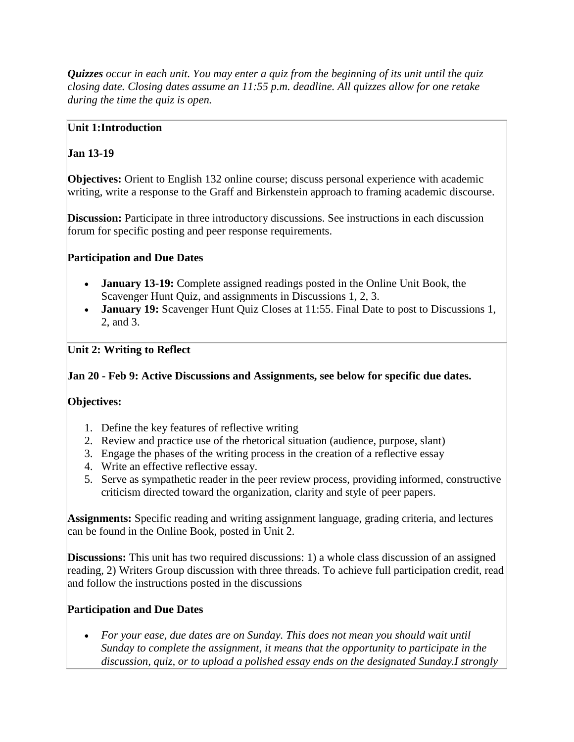***Quizzes*** *occur in each unit. You may enter a quiz from the beginning of its unit until the quiz closing date. Closing dates assume an 11:55 p.m. deadline. All quizzes allow for one retake during the time the quiz is open.*

**Unit 1:Introduction**

**Jan 13-19**

**Objectives:** Orient to English 132 online course; discuss personal experience with academic writing, write a response to the Graff and Birkenstein approach to framing academic discourse.

**Discussion:** Participate in three introductory discussions. See instructions in each discussion forum for specific posting and peer response requirements.

**Participation and Due Dates**

- **January 13-19:** Complete assigned readings posted in the Online Unit Book, the Scavenger Hunt Quiz, and assignments in Discussions 1, 2, 3.
- **January 19:** Scavenger Hunt Quiz Closes at 11:55. Final Date to post to Discussions 1, 2, and 3.

**Unit 2: Writing to Reflect**

**Jan 20 - Feb 9: Active Discussions and Assignments, see below for specific due dates.**

**Objectives:**

1. Define the key features of reflective writing
2. Review and practice use of the rhetorical situation (audience, purpose, slant)
3. Engage the phases of the writing process in the creation of a reflective essay
4. Write an effective reflective essay.
5. Serve as sympathetic reader in the peer review process, providing informed, constructive criticism directed toward the organization, clarity and style of peer papers.

**Assignments:** Specific reading and writing assignment language, grading criteria, and lectures can be found in the Online Book, posted in Unit 2.

**Discussions:** This unit has two required discussions: 1) a whole class discussion of an assigned reading, 2) Writers Group discussion with three threads. To achieve full participation credit, read and follow the instructions posted in the discussions

**Participation and Due Dates**

- *For your ease, due dates are on Sunday. This does not mean you should wait until Sunday to complete the assignment, it means that the opportunity to participate in the discussion, quiz, or to upload a polished essay ends on the designated Sunday.I strongly*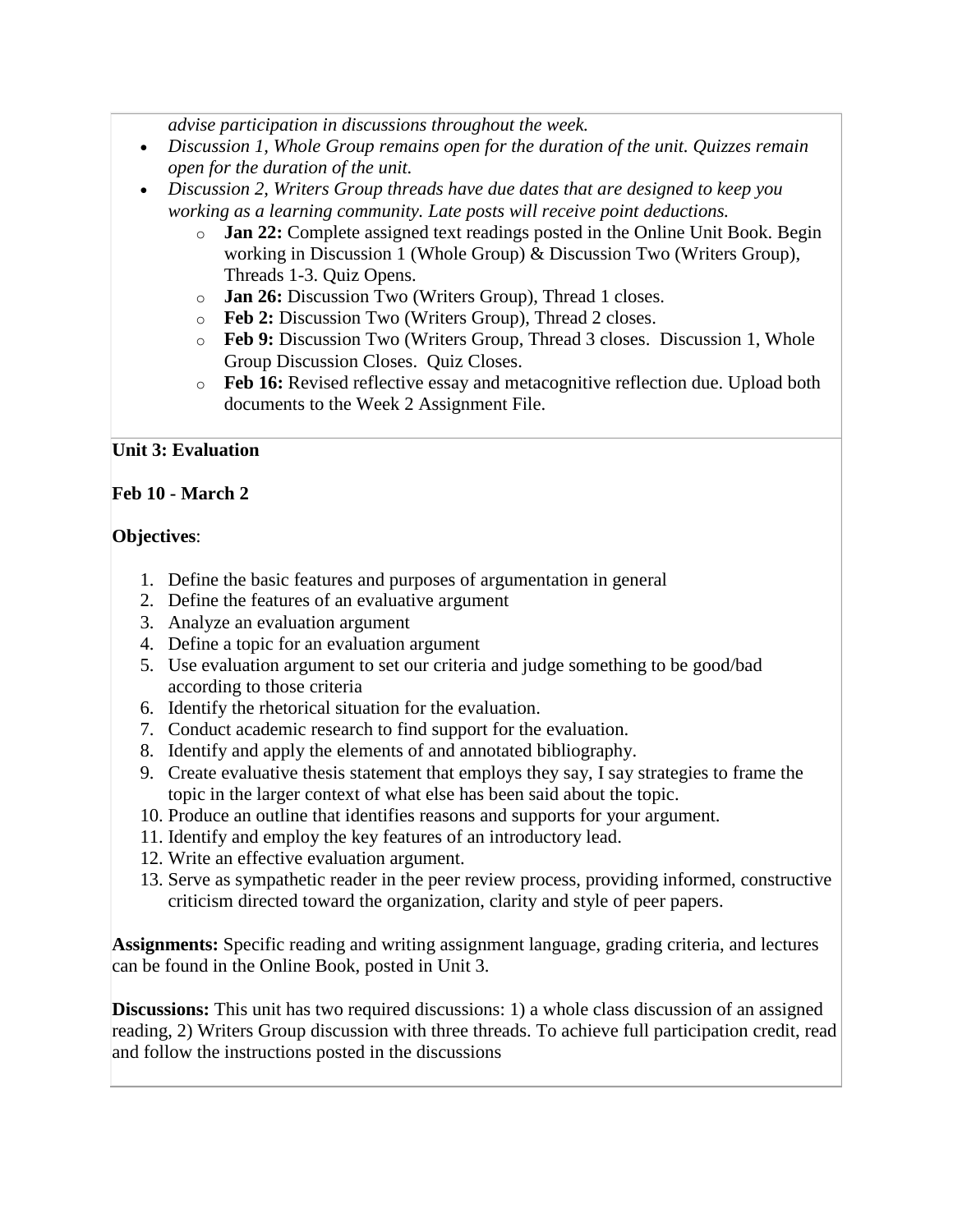*advise participation in discussions throughout the week.*

- *Discussion 1, Whole Group remains open for the duration of the unit. Quizzes remain open for the duration of the unit.*
- *Discussion 2, Writers Group threads have due dates that are designed to keep you working as a learning community. Late posts will receive point deductions.*
  - **Jan 22:** Complete assigned text readings posted in the Online Unit Book. Begin working in Discussion 1 (Whole Group) & Discussion Two (Writers Group), Threads 1-3. Quiz Opens.
  - **Jan 26:** Discussion Two (Writers Group), Thread 1 closes.
  - **Feb 2:** Discussion Two (Writers Group), Thread 2 closes.
  - **Feb 9:** Discussion Two (Writers Group, Thread 3 closes. Discussion 1, Whole Group Discussion Closes. Quiz Closes.
  - **Feb 16:** Revised reflective essay and metacognitive reflection due. Upload both documents to the Week 2 Assignment File.

**Unit 3: Evaluation**

**Feb 10 - March 2**

**Objectives**:

1. Define the basic features and purposes of argumentation in general
2. Define the features of an evaluative argument
3. Analyze an evaluation argument
4. Define a topic for an evaluation argument
5. Use evaluation argument to set our criteria and judge something to be good/bad according to those criteria
6. Identify the rhetorical situation for the evaluation.
7. Conduct academic research to find support for the evaluation.
8. Identify and apply the elements of and annotated bibliography.
9. Create evaluative thesis statement that employs they say, I say strategies to frame the topic in the larger context of what else has been said about the topic.
10. Produce an outline that identifies reasons and supports for your argument.
11. Identify and employ the key features of an introductory lead.
12. Write an effective evaluation argument.
13. Serve as sympathetic reader in the peer review process, providing informed, constructive criticism directed toward the organization, clarity and style of peer papers.

**Assignments:** Specific reading and writing assignment language, grading criteria, and lectures can be found in the Online Book, posted in Unit 3.

**Discussions:** This unit has two required discussions: 1) a whole class discussion of an assigned reading, 2) Writers Group discussion with three threads. To achieve full participation credit, read and follow the instructions posted in the discussions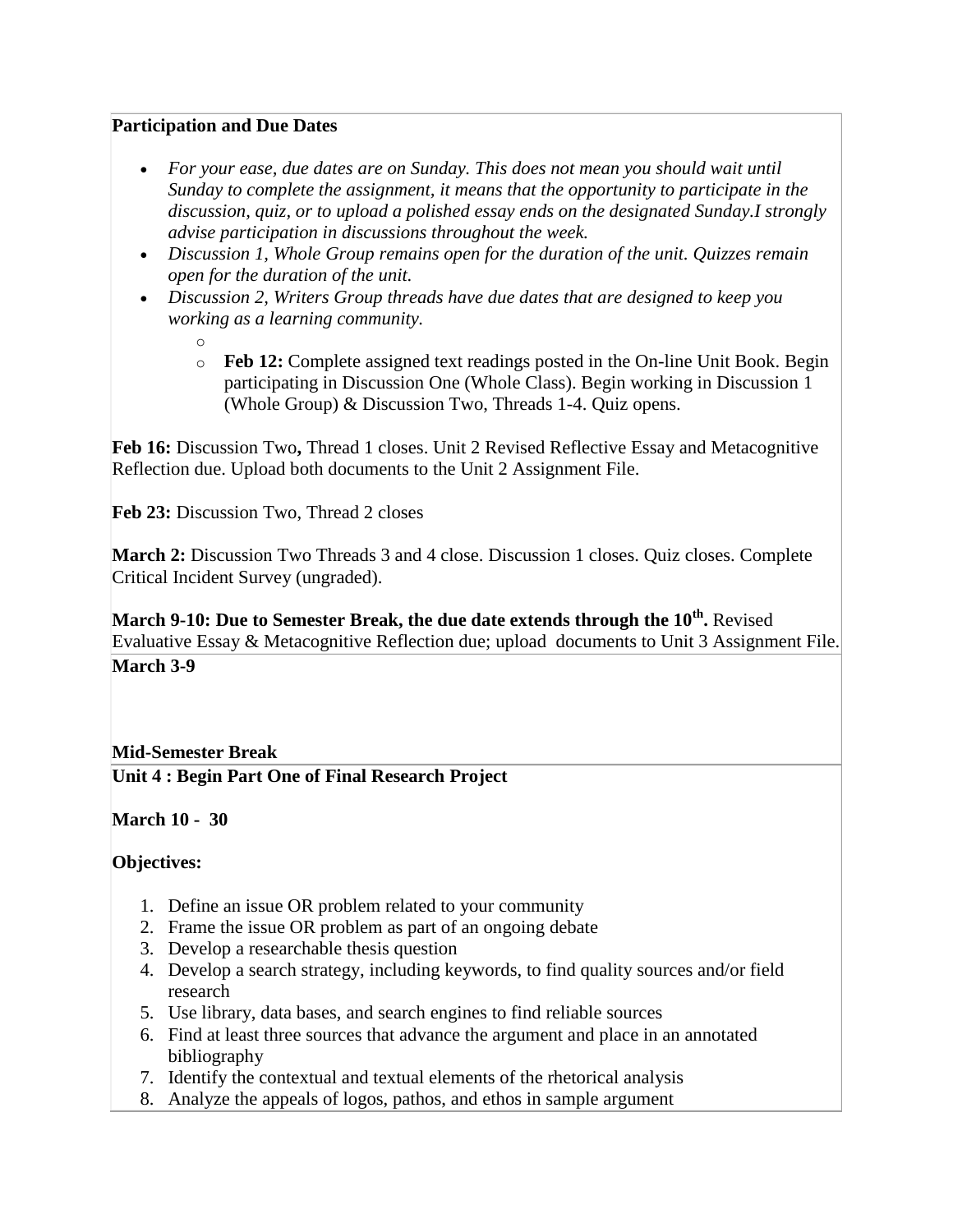**Participation and Due Dates**

- *For your ease, due dates are on Sunday. This does not mean you should wait until Sunday to complete the assignment, it means that the opportunity to participate in the discussion, quiz, or to upload a polished essay ends on the designated Sunday.I strongly advise participation in discussions throughout the week.*
- *Discussion 1, Whole Group remains open for the duration of the unit. Quizzes remain open for the duration of the unit.*
- *Discussion 2, Writers Group threads have due dates that are designed to keep you working as a learning community.*
    - **Feb 12:** Complete assigned text readings posted in the On-line Unit Book. Begin participating in Discussion One (Whole Class). Begin working in Discussion 1 (Whole Group) & Discussion Two, Threads 1-4. Quiz opens.

**Feb 16:** Discussion Two**,** Thread 1 closes. Unit 2 Revised Reflective Essay and Metacognitive Reflection due. Upload both documents to the Unit 2 Assignment File.

**Feb 23:** Discussion Two, Thread 2 closes

**March 2:** Discussion Two Threads 3 and 4 close. Discussion 1 closes. Quiz closes. Complete Critical Incident Survey (ungraded).

**March 9-10: Due to Semester Break, the due date extends through the 10th.** Revised Evaluative Essay & Metacognitive Reflection due; upload documents to Unit 3 Assignment File.

**March 3-9**

**Mid-Semester Break**

**Unit 4 : Begin Part One of Final Research Project**

**March 10 - 30**

**Objectives:**

1. Define an issue OR problem related to your community
2. Frame the issue OR problem as part of an ongoing debate
3. Develop a researchable thesis question
4. Develop a search strategy, including keywords, to find quality sources and/or field research
5. Use library, data bases, and search engines to find reliable sources
6. Find at least three sources that advance the argument and place in an annotated bibliography
7. Identify the contextual and textual elements of the rhetorical analysis
8. Analyze the appeals of logos, pathos, and ethos in sample argument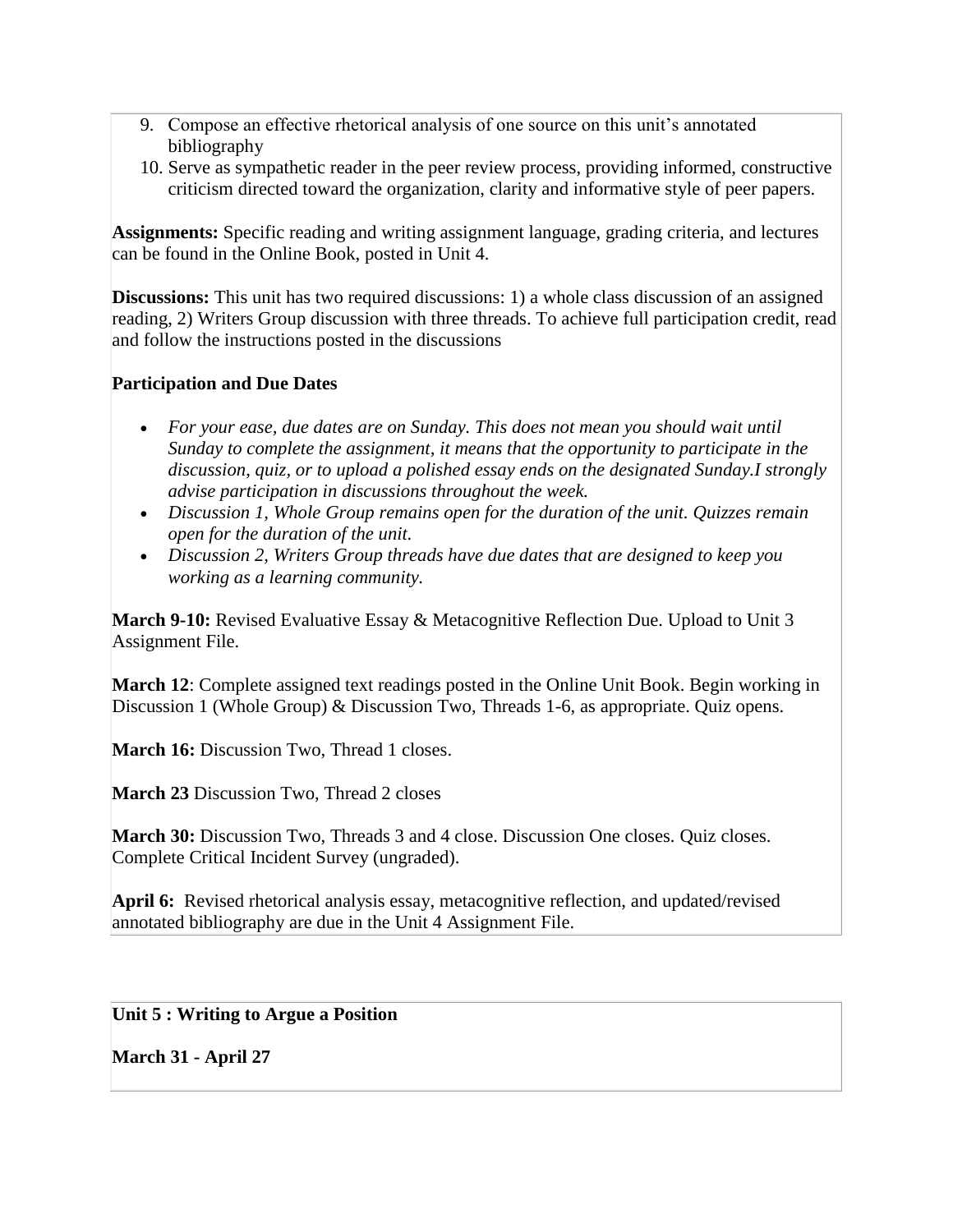9. Compose an effective rhetorical analysis of one source on this unit's annotated bibliography
10. Serve as sympathetic reader in the peer review process, providing informed, constructive criticism directed toward the organization, clarity and informative style of peer papers.

**Assignments:** Specific reading and writing assignment language, grading criteria, and lectures can be found in the Online Book, posted in Unit 4.

**Discussions:** This unit has two required discussions: 1) a whole class discussion of an assigned reading, 2) Writers Group discussion with three threads. To achieve full participation credit, read and follow the instructions posted in the discussions

**Participation and Due Dates**

- *For your ease, due dates are on Sunday. This does not mean you should wait until Sunday to complete the assignment, it means that the opportunity to participate in the discussion, quiz, or to upload a polished essay ends on the designated Sunday.I strongly advise participation in discussions throughout the week.*
- *Discussion 1, Whole Group remains open for the duration of the unit. Quizzes remain open for the duration of the unit.*
- *Discussion 2, Writers Group threads have due dates that are designed to keep you working as a learning community.*

**March 9-10:** Revised Evaluative Essay & Metacognitive Reflection Due. Upload to Unit 3 Assignment File.

**March 12**: Complete assigned text readings posted in the Online Unit Book. Begin working in Discussion 1 (Whole Group) & Discussion Two, Threads 1-6, as appropriate. Quiz opens.

**March 16:** Discussion Two, Thread 1 closes.

**March 23** Discussion Two, Thread 2 closes

**March 30:** Discussion Two, Threads 3 and 4 close. Discussion One closes. Quiz closes. Complete Critical Incident Survey (ungraded).

**April 6:** Revised rhetorical analysis essay, metacognitive reflection, and updated/revised annotated bibliography are due in the Unit 4 Assignment File.

**Unit 5 : Writing to Argue a Position**

**March 31 - April 27**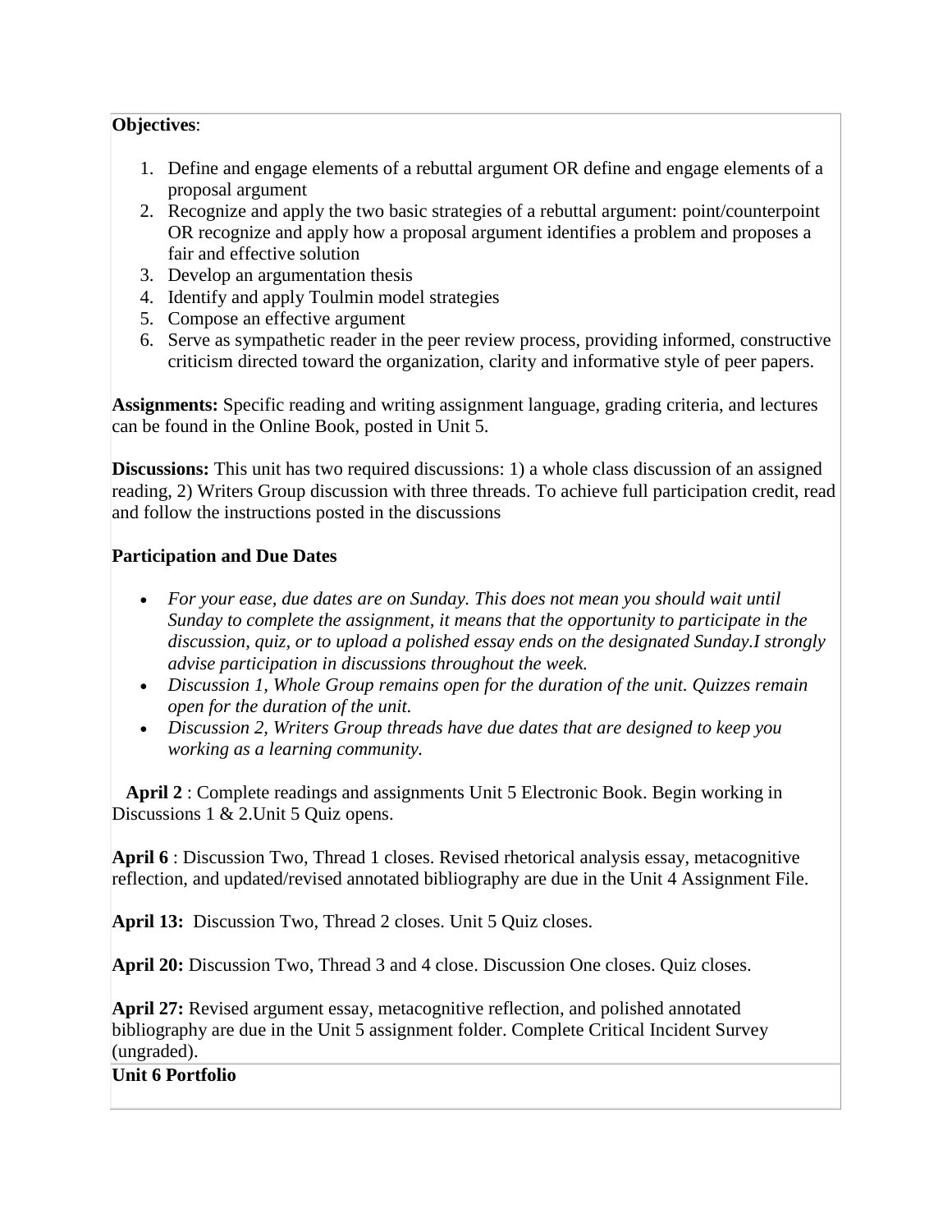**Objectives**:

1. Define and engage elements of a rebuttal argument OR define and engage elements of a proposal argument
2. Recognize and apply the two basic strategies of a rebuttal argument: point/counterpoint OR recognize and apply how a proposal argument identifies a problem and proposes a fair and effective solution
3. Develop an argumentation thesis
4. Identify and apply Toulmin model strategies
5. Compose an effective argument
6. Serve as sympathetic reader in the peer review process, providing informed, constructive criticism directed toward the organization, clarity and informative style of peer papers.

**Assignments:** Specific reading and writing assignment language, grading criteria, and lectures can be found in the Online Book, posted in Unit 5.

**Discussions:** This unit has two required discussions: 1) a whole class discussion of an assigned reading, 2) Writers Group discussion with three threads. To achieve full participation credit, read and follow the instructions posted in the discussions

**Participation and Due Dates**

- *For your ease, due dates are on Sunday. This does not mean you should wait until Sunday to complete the assignment, it means that the opportunity to participate in the discussion, quiz, or to upload a polished essay ends on the designated Sunday.I strongly advise participation in discussions throughout the week.*
- *Discussion 1, Whole Group remains open for the duration of the unit. Quizzes remain open for the duration of the unit.*
- *Discussion 2, Writers Group threads have due dates that are designed to keep you working as a learning community.*

**April 2** : Complete readings and assignments Unit 5 Electronic Book. Begin working in Discussions 1 & 2.Unit 5 Quiz opens.

**April 6** : Discussion Two, Thread 1 closes. Revised rhetorical analysis essay, metacognitive reflection, and updated/revised annotated bibliography are due in the Unit 4 Assignment File.

**April 13:** Discussion Two, Thread 2 closes. Unit 5 Quiz closes.

**April 20:** Discussion Two, Thread 3 and 4 close. Discussion One closes. Quiz closes.

**April 27:** Revised argument essay, metacognitive reflection, and polished annotated bibliography are due in the Unit 5 assignment folder. Complete Critical Incident Survey (ungraded).

**Unit 6 Portfolio**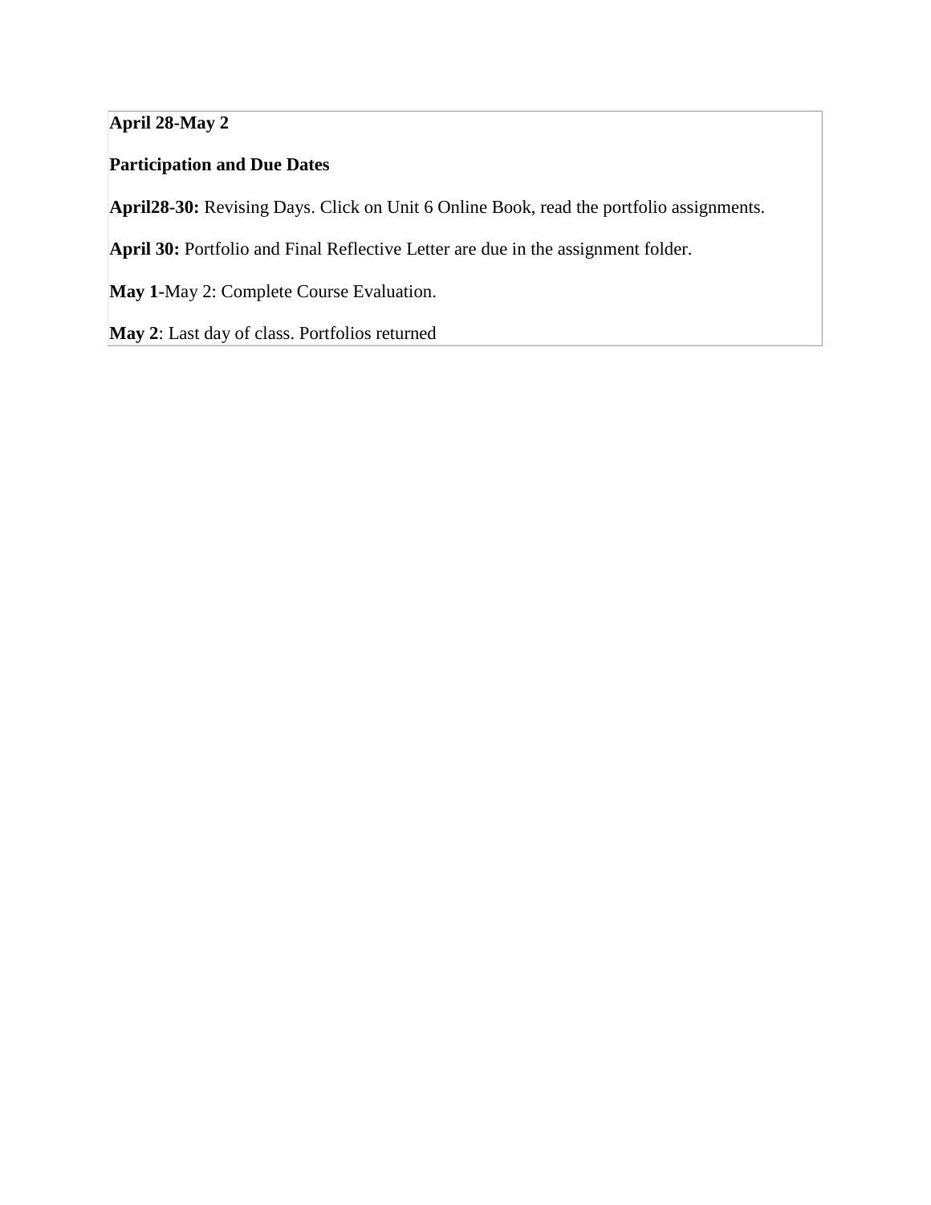**April 28-May 2**

**Participation and Due Dates**

**April28-30:** Revising Days. Click on Unit 6 Online Book, read the portfolio assignments.

**April 30:** Portfolio and Final Reflective Letter are due in the assignment folder.

**May 1**-May 2: Complete Course Evaluation.

**May 2**: Last day of class. Portfolios returned